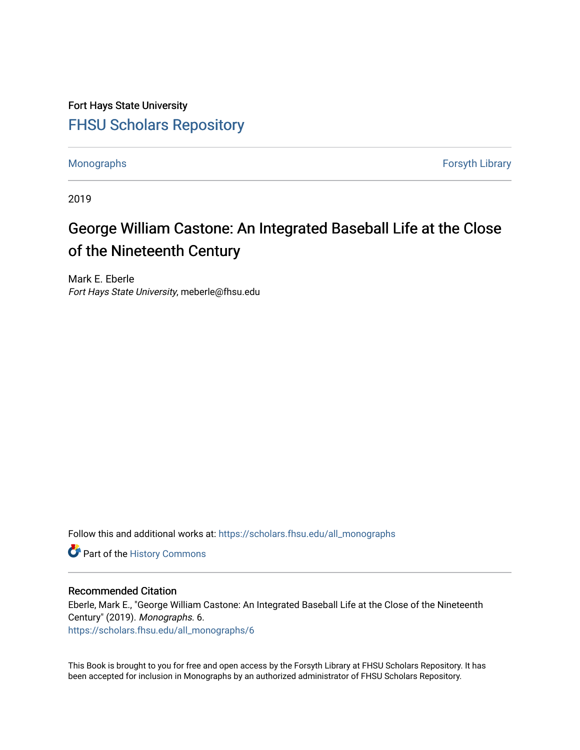Fort Hays State University

# FHSU Scholars Repository

Monographs | Forsyth Library

2019

# George William Castone: An Integrated Baseball Life at the Close of the Nineteenth Century

Mark E. Eberle
*Fort Hays State University*, meberle@fhsu.edu

Follow this and additional works at: https://scholars.fhsu.edu/all_monographs

Part of the History Commons

## Recommended Citation

Eberle, Mark E., "George William Castone: An Integrated Baseball Life at the Close of the Nineteenth Century" (2019). *Monographs*. 6.
https://scholars.fhsu.edu/all_monographs/6

This Book is brought to you for free and open access by the Forsyth Library at FHSU Scholars Repository. It has been accepted for inclusion in Monographs by an authorized administrator of FHSU Scholars Repository.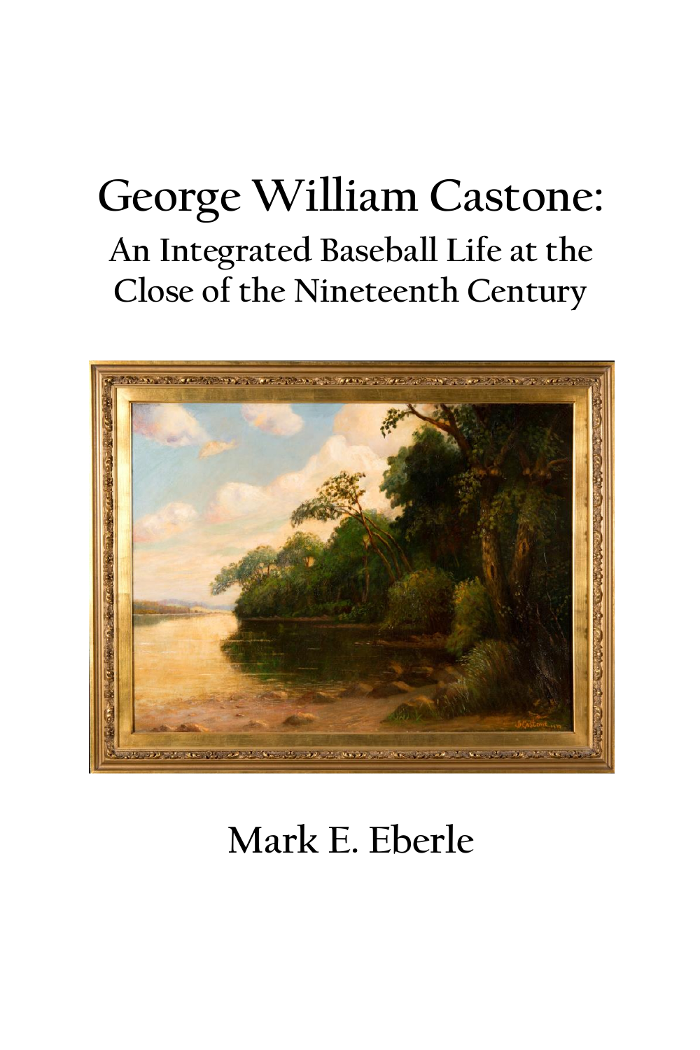# George William Castone:

## An Integrated Baseball Life at the Close of the Nineteenth Century

Mark E. Eberle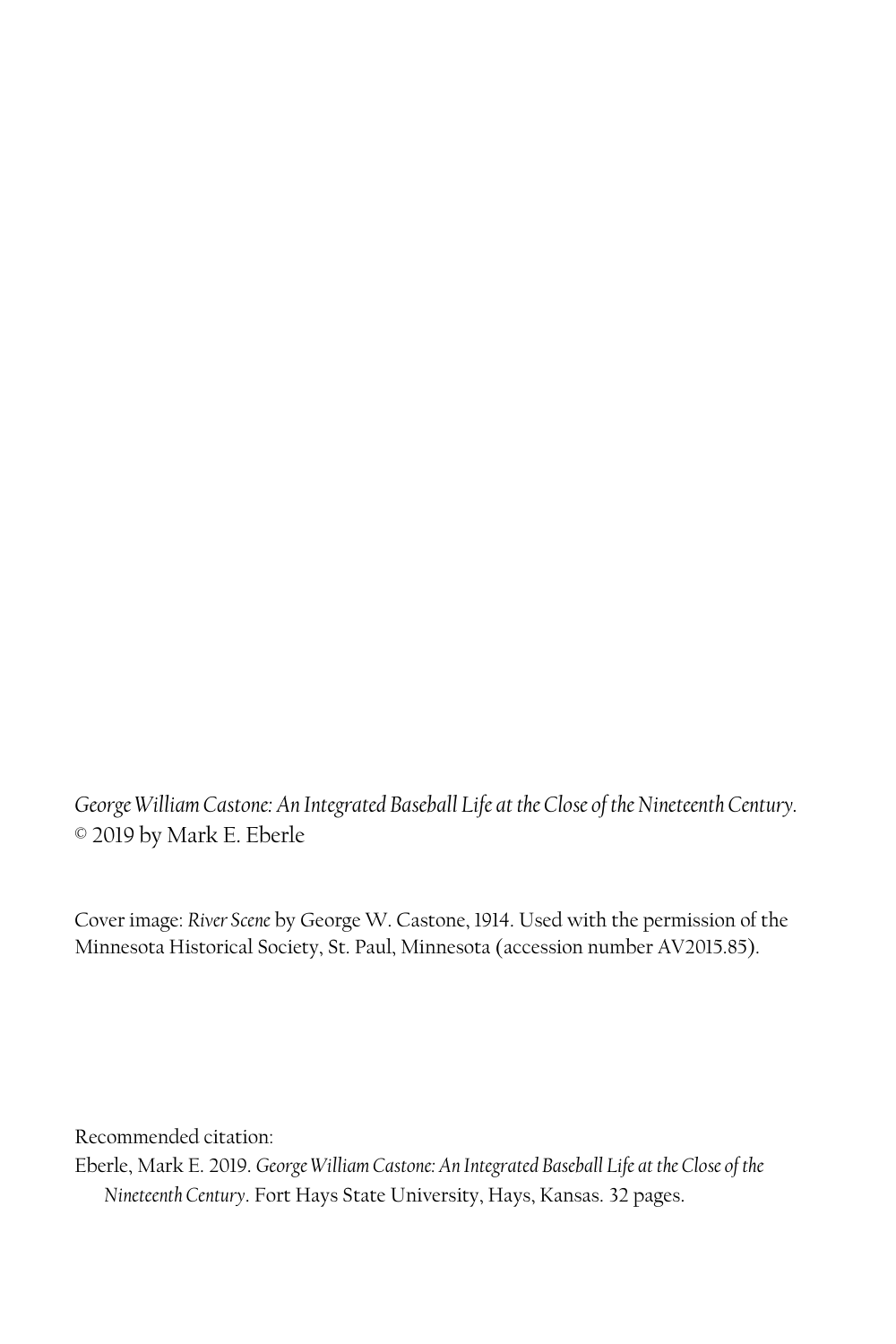*George William Castone: An Integrated Baseball Life at the Close of the Nineteenth Century.*
© 2019 by Mark E. Eberle

Cover image: *River Scene* by George W. Castone, 1914. Used with the permission of the Minnesota Historical Society, St. Paul, Minnesota (accession number AV2015.85).

Recommended citation:
Eberle, Mark E. 2019. *George William Castone: An Integrated Baseball Life at the Close of the Nineteenth Century*. Fort Hays State University, Hays, Kansas. 32 pages.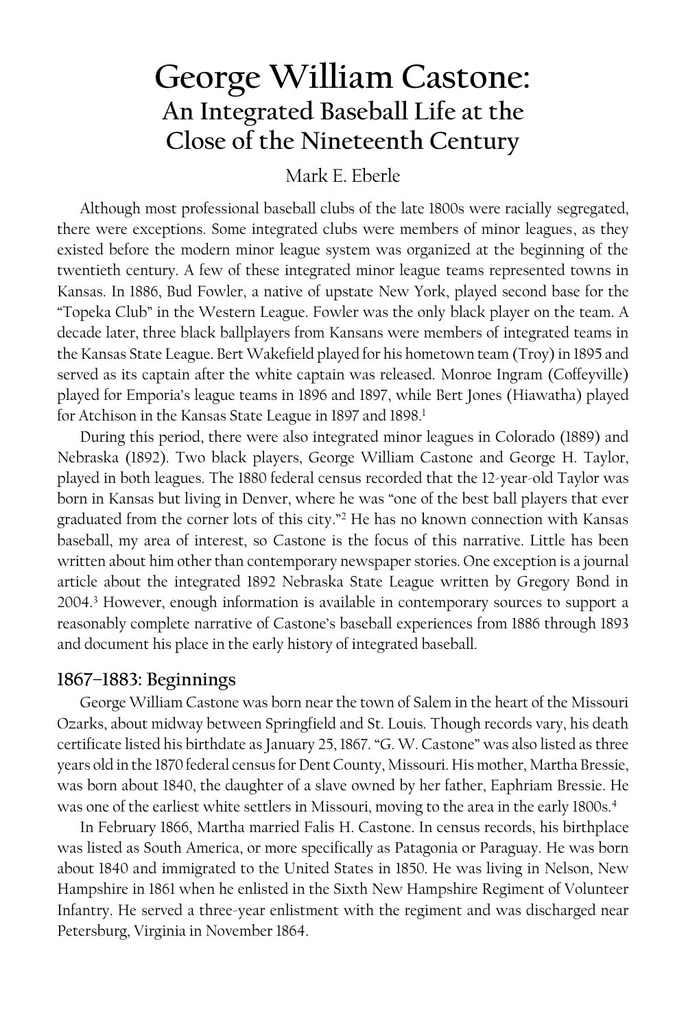# George William Castone:

## An Integrated Baseball Life at the Close of the Nineteenth Century

Mark E. Eberle

Although most professional baseball clubs of the late 1800s were racially segregated, there were exceptions. Some integrated clubs were members of minor leagues, as they existed before the modern minor league system was organized at the beginning of the twentieth century. A few of these integrated minor league teams represented towns in Kansas. In 1886, Bud Fowler, a native of upstate New York, played second base for the "Topeka Club" in the Western League. Fowler was the only black player on the team. A decade later, three black ballplayers from Kansans were members of integrated teams in the Kansas State League. Bert Wakefield played for his hometown team (Troy) in 1895 and served as its captain after the white captain was released. Monroe Ingram (Coffeyville) played for Emporia's league teams in 1896 and 1897, while Bert Jones (Hiawatha) played for Atchison in the Kansas State League in 1897 and 1898.[1]

During this period, there were also integrated minor leagues in Colorado (1889) and Nebraska (1892). Two black players, George William Castone and George H. Taylor, played in both leagues. The 1880 federal census recorded that the 12-year-old Taylor was born in Kansas but living in Denver, where he was "one of the best ball players that ever graduated from the corner lots of this city."[2] He has no known connection with Kansas baseball, my area of interest, so Castone is the focus of this narrative. Little has been written about him other than contemporary newspaper stories. One exception is a journal article about the integrated 1892 Nebraska State League written by Gregory Bond in 2004.[3] However, enough information is available in contemporary sources to support a reasonably complete narrative of Castone's baseball experiences from 1886 through 1893 and document his place in the early history of integrated baseball.

### 1867–1883: Beginnings

George William Castone was born near the town of Salem in the heart of the Missouri Ozarks, about midway between Springfield and St. Louis. Though records vary, his death certificate listed his birthdate as January 25, 1867. "G. W. Castone" was also listed as three years old in the 1870 federal census for Dent County, Missouri. His mother, Martha Bressie, was born about 1840, the daughter of a slave owned by her father, Eaphriam Bressie. He was one of the earliest white settlers in Missouri, moving to the area in the early 1800s.[4]

In February 1866, Martha married Falis H. Castone. In census records, his birthplace was listed as South America, or more specifically as Patagonia or Paraguay. He was born about 1840 and immigrated to the United States in 1850. He was living in Nelson, New Hampshire in 1861 when he enlisted in the Sixth New Hampshire Regiment of Volunteer Infantry. He served a three-year enlistment with the regiment and was discharged near Petersburg, Virginia in November 1864.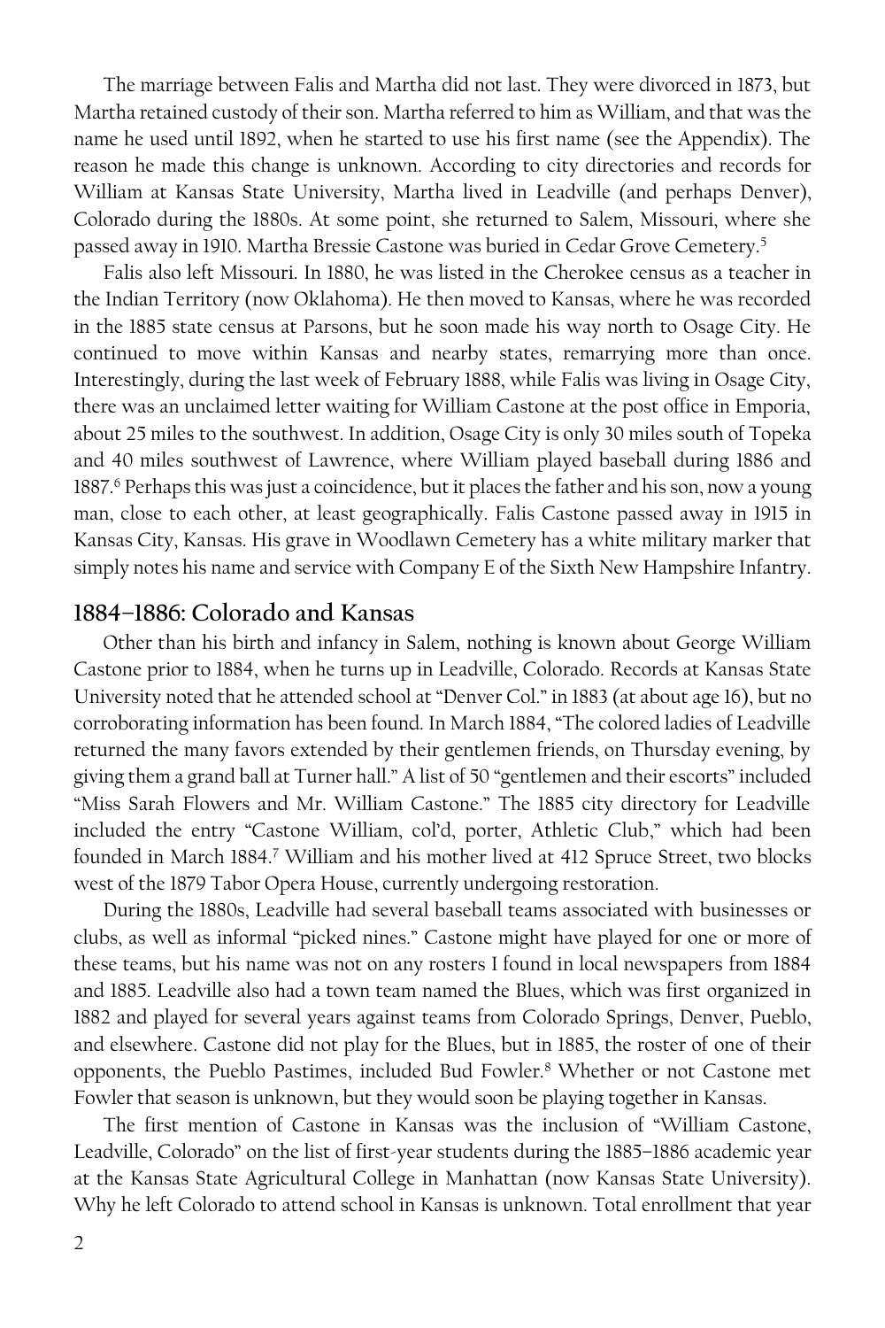The marriage between Falis and Martha did not last. They were divorced in 1873, but Martha retained custody of their son. Martha referred to him as William, and that was the name he used until 1892, when he started to use his first name (see the Appendix). The reason he made this change is unknown. According to city directories and records for William at Kansas State University, Martha lived in Leadville (and perhaps Denver), Colorado during the 1880s. At some point, she returned to Salem, Missouri, where she passed away in 1910. Martha Bressie Castone was buried in Cedar Grove Cemetery.[5]

Falis also left Missouri. In 1880, he was listed in the Cherokee census as a teacher in the Indian Territory (now Oklahoma). He then moved to Kansas, where he was recorded in the 1885 state census at Parsons, but he soon made his way north to Osage City. He continued to move within Kansas and nearby states, remarrying more than once. Interestingly, during the last week of February 1888, while Falis was living in Osage City, there was an unclaimed letter waiting for William Castone at the post office in Emporia, about 25 miles to the southwest. In addition, Osage City is only 30 miles south of Topeka and 40 miles southwest of Lawrence, where William played baseball during 1886 and 1887.[6] Perhaps this was just a coincidence, but it places the father and his son, now a young man, close to each other, at least geographically. Falis Castone passed away in 1915 in Kansas City, Kansas. His grave in Woodlawn Cemetery has a white military marker that simply notes his name and service with Company E of the Sixth New Hampshire Infantry.

## 1884–1886: Colorado and Kansas

Other than his birth and infancy in Salem, nothing is known about George William Castone prior to 1884, when he turns up in Leadville, Colorado. Records at Kansas State University noted that he attended school at "Denver Col." in 1883 (at about age 16), but no corroborating information has been found. In March 1884, "The colored ladies of Leadville returned the many favors extended by their gentlemen friends, on Thursday evening, by giving them a grand ball at Turner hall." A list of 50 "gentlemen and their escorts" included "Miss Sarah Flowers and Mr. William Castone." The 1885 city directory for Leadville included the entry "Castone William, col'd, porter, Athletic Club," which had been founded in March 1884.[7] William and his mother lived at 412 Spruce Street, two blocks west of the 1879 Tabor Opera House, currently undergoing restoration.

During the 1880s, Leadville had several baseball teams associated with businesses or clubs, as well as informal "picked nines." Castone might have played for one or more of these teams, but his name was not on any rosters I found in local newspapers from 1884 and 1885. Leadville also had a town team named the Blues, which was first organized in 1882 and played for several years against teams from Colorado Springs, Denver, Pueblo, and elsewhere. Castone did not play for the Blues, but in 1885, the roster of one of their opponents, the Pueblo Pastimes, included Bud Fowler.[8] Whether or not Castone met Fowler that season is unknown, but they would soon be playing together in Kansas.

The first mention of Castone in Kansas was the inclusion of "William Castone, Leadville, Colorado" on the list of first-year students during the 1885–1886 academic year at the Kansas State Agricultural College in Manhattan (now Kansas State University). Why he left Colorado to attend school in Kansas is unknown. Total enrollment that year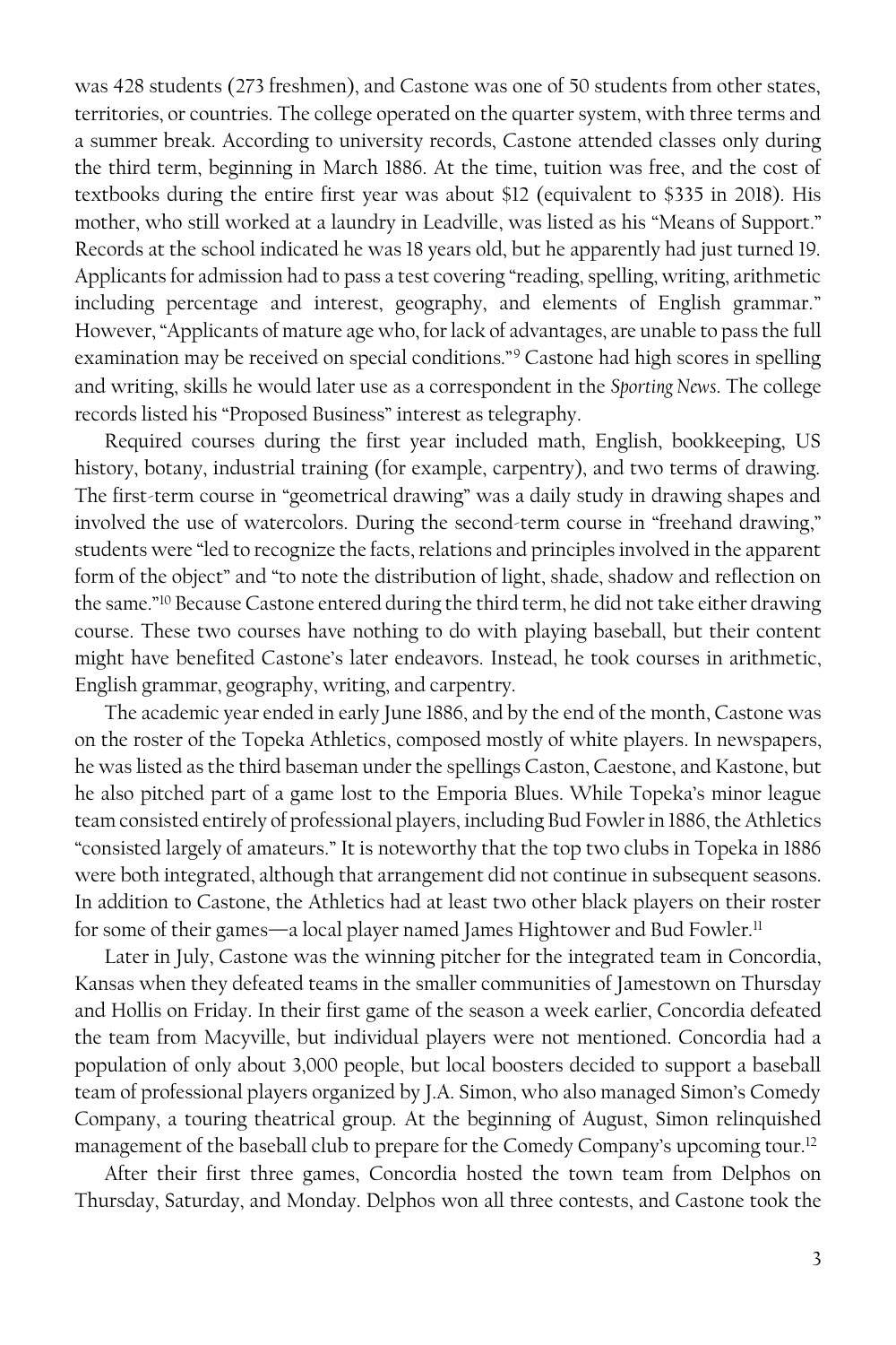was 428 students (273 freshmen), and Castone was one of 50 students from other states, territories, or countries. The college operated on the quarter system, with three terms and a summer break. According to university records, Castone attended classes only during the third term, beginning in March 1886. At the time, tuition was free, and the cost of textbooks during the entire first year was about $12 (equivalent to $335 in 2018). His mother, who still worked at a laundry in Leadville, was listed as his "Means of Support." Records at the school indicated he was 18 years old, but he apparently had just turned 19. Applicants for admission had to pass a test covering "reading, spelling, writing, arithmetic including percentage and interest, geography, and elements of English grammar." However, "Applicants of mature age who, for lack of advantages, are unable to pass the full examination may be received on special conditions."[9] Castone had high scores in spelling and writing, skills he would later use as a correspondent in the *Sporting News*. The college records listed his "Proposed Business" interest as telegraphy.

Required courses during the first year included math, English, bookkeeping, US history, botany, industrial training (for example, carpentry), and two terms of drawing. The first-term course in "geometrical drawing" was a daily study in drawing shapes and involved the use of watercolors. During the second-term course in "freehand drawing," students were "led to recognize the facts, relations and principles involved in the apparent form of the object" and "to note the distribution of light, shade, shadow and reflection on the same."[10] Because Castone entered during the third term, he did not take either drawing course. These two courses have nothing to do with playing baseball, but their content might have benefited Castone's later endeavors. Instead, he took courses in arithmetic, English grammar, geography, writing, and carpentry.

The academic year ended in early June 1886, and by the end of the month, Castone was on the roster of the Topeka Athletics, composed mostly of white players. In newspapers, he was listed as the third baseman under the spellings Caston, Caestone, and Kastone, but he also pitched part of a game lost to the Emporia Blues. While Topeka's minor league team consisted entirely of professional players, including Bud Fowler in 1886, the Athletics "consisted largely of amateurs." It is noteworthy that the top two clubs in Topeka in 1886 were both integrated, although that arrangement did not continue in subsequent seasons. In addition to Castone, the Athletics had at least two other black players on their roster for some of their games—a local player named James Hightower and Bud Fowler.[11]

Later in July, Castone was the winning pitcher for the integrated team in Concordia, Kansas when they defeated teams in the smaller communities of Jamestown on Thursday and Hollis on Friday. In their first game of the season a week earlier, Concordia defeated the team from Macyville, but individual players were not mentioned. Concordia had a population of only about 3,000 people, but local boosters decided to support a baseball team of professional players organized by J.A. Simon, who also managed Simon's Comedy Company, a touring theatrical group. At the beginning of August, Simon relinquished management of the baseball club to prepare for the Comedy Company's upcoming tour.[12]

After their first three games, Concordia hosted the town team from Delphos on Thursday, Saturday, and Monday. Delphos won all three contests, and Castone took the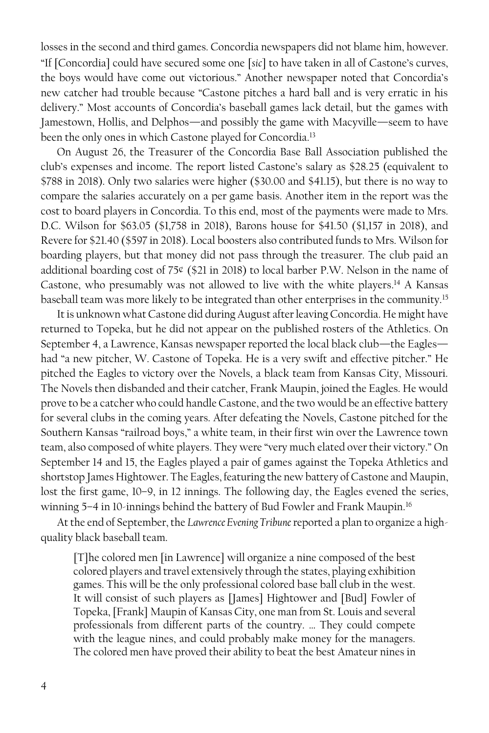losses in the second and third games. Concordia newspapers did not blame him, however. "If [Concordia] could have secured some one [*sic*] to have taken in all of Castone's curves, the boys would have come out victorious." Another newspaper noted that Concordia's new catcher had trouble because "Castone pitches a hard ball and is very erratic in his delivery." Most accounts of Concordia's baseball games lack detail, but the games with Jamestown, Hollis, and Delphos—and possibly the game with Macyville—seem to have been the only ones in which Castone played for Concordia.[13]

On August 26, the Treasurer of the Concordia Base Ball Association published the club's expenses and income. The report listed Castone's salary as $28.25 (equivalent to $788 in 2018). Only two salaries were higher ($30.00 and $41.15), but there is no way to compare the salaries accurately on a per game basis. Another item in the report was the cost to board players in Concordia. To this end, most of the payments were made to Mrs. D.C. Wilson for $63.05 ($1,758 in 2018), Barons house for $41.50 ($1,157 in 2018), and Revere for $21.40 ($597 in 2018). Local boosters also contributed funds to Mrs. Wilson for boarding players, but that money did not pass through the treasurer. The club paid an additional boarding cost of 75¢ ($21 in 2018) to local barber P.W. Nelson in the name of Castone, who presumably was not allowed to live with the white players.[14] A Kansas baseball team was more likely to be integrated than other enterprises in the community.[15]

It is unknown what Castone did during August after leaving Concordia. He might have returned to Topeka, but he did not appear on the published rosters of the Athletics. On September 4, a Lawrence, Kansas newspaper reported the local black club—the Eagles—had "a new pitcher, W. Castone of Topeka. He is a very swift and effective pitcher." He pitched the Eagles to victory over the Novels, a black team from Kansas City, Missouri. The Novels then disbanded and their catcher, Frank Maupin, joined the Eagles. He would prove to be a catcher who could handle Castone, and the two would be an effective battery for several clubs in the coming years. After defeating the Novels, Castone pitched for the Southern Kansas "railroad boys," a white team, in their first win over the Lawrence town team, also composed of white players. They were "very much elated over their victory." On September 14 and 15, the Eagles played a pair of games against the Topeka Athletics and shortstop James Hightower. The Eagles, featuring the new battery of Castone and Maupin, lost the first game, 10–9, in 12 innings. The following day, the Eagles evened the series, winning 5–4 in 10-innings behind the battery of Bud Fowler and Frank Maupin.[16]

At the end of September, the *Lawrence Evening Tribune* reported a plan to organize a high-quality black baseball team.

> [T]he colored men [in Lawrence] will organize a nine composed of the best colored players and travel extensively through the states, playing exhibition games. This will be the only professional colored base ball club in the west. It will consist of such players as [James] Hightower and [Bud] Fowler of Topeka, [Frank] Maupin of Kansas City, one man from St. Louis and several professionals from different parts of the country. … They could compete with the league nines, and could probably make money for the managers. The colored men have proved their ability to beat the best Amateur nines in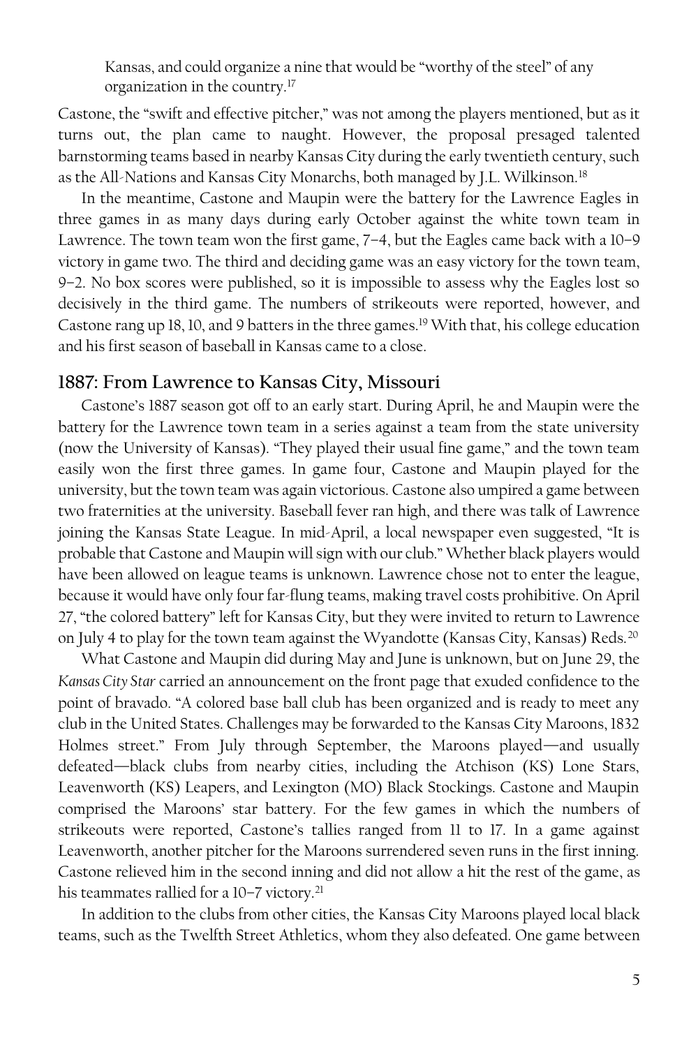> Kansas, and could organize a nine that would be "worthy of the steel" of any organization in the country.[17]

Castone, the "swift and effective pitcher," was not among the players mentioned, but as it turns out, the plan came to naught. However, the proposal presaged talented barnstorming teams based in nearby Kansas City during the early twentieth century, such as the All-Nations and Kansas City Monarchs, both managed by J.L. Wilkinson.[18]

In the meantime, Castone and Maupin were the battery for the Lawrence Eagles in three games in as many days during early October against the white town team in Lawrence. The town team won the first game, 7–4, but the Eagles came back with a 10–9 victory in game two. The third and deciding game was an easy victory for the town team, 9–2. No box scores were published, so it is impossible to assess why the Eagles lost so decisively in the third game. The numbers of strikeouts were reported, however, and Castone rang up 18, 10, and 9 batters in the three games.[19] With that, his college education and his first season of baseball in Kansas came to a close.

## 1887: From Lawrence to Kansas City, Missouri

Castone's 1887 season got off to an early start. During April, he and Maupin were the battery for the Lawrence town team in a series against a team from the state university (now the University of Kansas). "They played their usual fine game," and the town team easily won the first three games. In game four, Castone and Maupin played for the university, but the town team was again victorious. Castone also umpired a game between two fraternities at the university. Baseball fever ran high, and there was talk of Lawrence joining the Kansas State League. In mid-April, a local newspaper even suggested, "It is probable that Castone and Maupin will sign with our club." Whether black players would have been allowed on league teams is unknown. Lawrence chose not to enter the league, because it would have only four far-flung teams, making travel costs prohibitive. On April 27, "the colored battery" left for Kansas City, but they were invited to return to Lawrence on July 4 to play for the town team against the Wyandotte (Kansas City, Kansas) Reds.[20]

What Castone and Maupin did during May and June is unknown, but on June 29, the *Kansas City Star* carried an announcement on the front page that exuded confidence to the point of bravado. "A colored base ball club has been organized and is ready to meet any club in the United States. Challenges may be forwarded to the Kansas City Maroons, 1832 Holmes street." From July through September, the Maroons played—and usually defeated—black clubs from nearby cities, including the Atchison (KS) Lone Stars, Leavenworth (KS) Leapers, and Lexington (MO) Black Stockings. Castone and Maupin comprised the Maroons' star battery. For the few games in which the numbers of strikeouts were reported, Castone's tallies ranged from 11 to 17. In a game against Leavenworth, another pitcher for the Maroons surrendered seven runs in the first inning. Castone relieved him in the second inning and did not allow a hit the rest of the game, as his teammates rallied for a 10–7 victory.[21]

In addition to the clubs from other cities, the Kansas City Maroons played local black teams, such as the Twelfth Street Athletics, whom they also defeated. One game between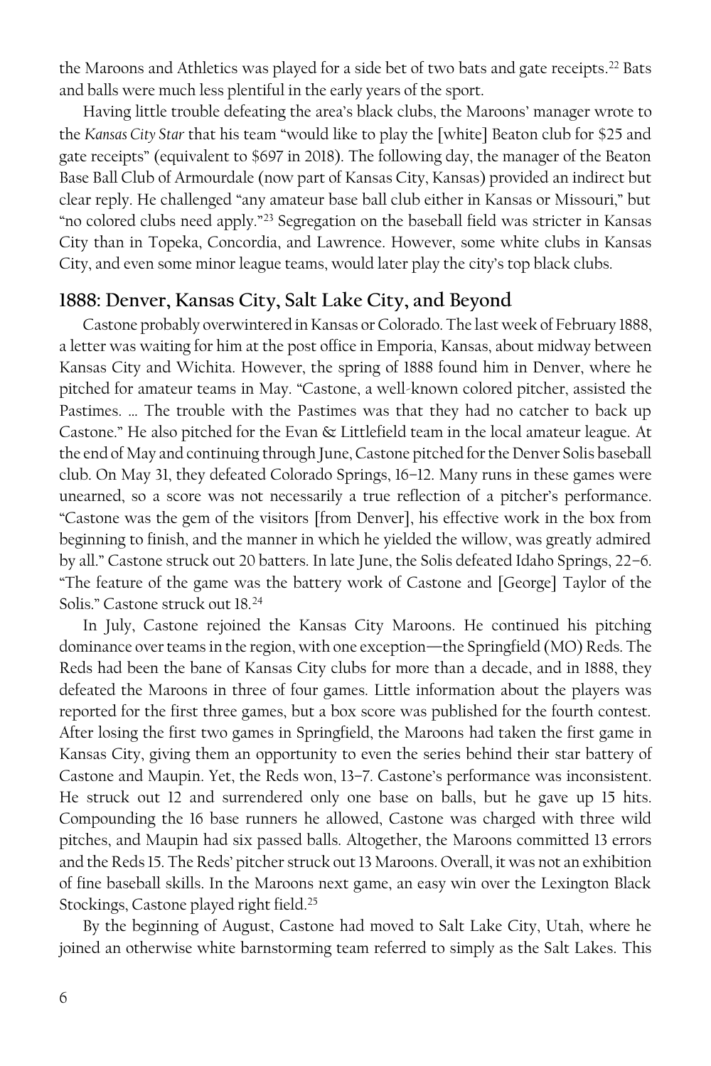the Maroons and Athletics was played for a side bet of two bats and gate receipts.[22] Bats and balls were much less plentiful in the early years of the sport.

Having little trouble defeating the area's black clubs, the Maroons' manager wrote to the *Kansas City Star* that his team "would like to play the [white] Beaton club for $25 and gate receipts" (equivalent to $697 in 2018). The following day, the manager of the Beaton Base Ball Club of Armourdale (now part of Kansas City, Kansas) provided an indirect but clear reply. He challenged "any amateur base ball club either in Kansas or Missouri," but "no colored clubs need apply."[23] Segregation on the baseball field was stricter in Kansas City than in Topeka, Concordia, and Lawrence. However, some white clubs in Kansas City, and even some minor league teams, would later play the city's top black clubs.

## 1888: Denver, Kansas City, Salt Lake City, and Beyond

Castone probably overwintered in Kansas or Colorado. The last week of February 1888, a letter was waiting for him at the post office in Emporia, Kansas, about midway between Kansas City and Wichita. However, the spring of 1888 found him in Denver, where he pitched for amateur teams in May. "Castone, a well-known colored pitcher, assisted the Pastimes. ... The trouble with the Pastimes was that they had no catcher to back up Castone." He also pitched for the Evan & Littlefield team in the local amateur league. At the end of May and continuing through June, Castone pitched for the Denver Solis baseball club. On May 31, they defeated Colorado Springs, 16–12. Many runs in these games were unearned, so a score was not necessarily a true reflection of a pitcher's performance. "Castone was the gem of the visitors [from Denver], his effective work in the box from beginning to finish, and the manner in which he yielded the willow, was greatly admired by all." Castone struck out 20 batters. In late June, the Solis defeated Idaho Springs, 22–6. "The feature of the game was the battery work of Castone and [George] Taylor of the Solis." Castone struck out 18.[24]

In July, Castone rejoined the Kansas City Maroons. He continued his pitching dominance over teams in the region, with one exception—the Springfield (MO) Reds. The Reds had been the bane of Kansas City clubs for more than a decade, and in 1888, they defeated the Maroons in three of four games. Little information about the players was reported for the first three games, but a box score was published for the fourth contest. After losing the first two games in Springfield, the Maroons had taken the first game in Kansas City, giving them an opportunity to even the series behind their star battery of Castone and Maupin. Yet, the Reds won, 13–7. Castone's performance was inconsistent. He struck out 12 and surrendered only one base on balls, but he gave up 15 hits. Compounding the 16 base runners he allowed, Castone was charged with three wild pitches, and Maupin had six passed balls. Altogether, the Maroons committed 13 errors and the Reds 15. The Reds' pitcher struck out 13 Maroons. Overall, it was not an exhibition of fine baseball skills. In the Maroons next game, an easy win over the Lexington Black Stockings, Castone played right field.[25]

By the beginning of August, Castone had moved to Salt Lake City, Utah, where he joined an otherwise white barnstorming team referred to simply as the Salt Lakes. This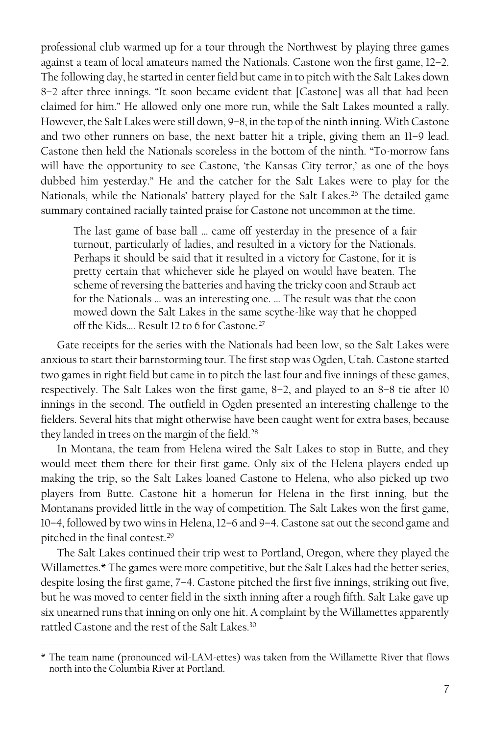professional club warmed up for a tour through the Northwest by playing three games against a team of local amateurs named the Nationals. Castone won the first game, 12–2. The following day, he started in center field but came in to pitch with the Salt Lakes down 8–2 after three innings. "It soon became evident that [Castone] was all that had been claimed for him." He allowed only one more run, while the Salt Lakes mounted a rally. However, the Salt Lakes were still down, 9–8, in the top of the ninth inning. With Castone and two other runners on base, the next batter hit a triple, giving them an 11–9 lead. Castone then held the Nationals scoreless in the bottom of the ninth. "To-morrow fans will have the opportunity to see Castone, 'the Kansas City terror,' as one of the boys dubbed him yesterday." He and the catcher for the Salt Lakes were to play for the Nationals, while the Nationals' battery played for the Salt Lakes.[26] The detailed game summary contained racially tainted praise for Castone not uncommon at the time.

> The last game of base ball … came off yesterday in the presence of a fair turnout, particularly of ladies, and resulted in a victory for the Nationals. Perhaps it should be said that it resulted in a victory for Castone, for it is pretty certain that whichever side he played on would have beaten. The scheme of reversing the batteries and having the tricky coon and Straub act for the Nationals … was an interesting one. … The result was that the coon mowed down the Salt Lakes in the same scythe-like way that he chopped off the Kids.… Result 12 to 6 for Castone.[27]

Gate receipts for the series with the Nationals had been low, so the Salt Lakes were anxious to start their barnstorming tour. The first stop was Ogden, Utah. Castone started two games in right field but came in to pitch the last four and five innings of these games, respectively. The Salt Lakes won the first game, 8–2, and played to an 8–8 tie after 10 innings in the second. The outfield in Ogden presented an interesting challenge to the fielders. Several hits that might otherwise have been caught went for extra bases, because they landed in trees on the margin of the field.[28]

In Montana, the team from Helena wired the Salt Lakes to stop in Butte, and they would meet them there for their first game. Only six of the Helena players ended up making the trip, so the Salt Lakes loaned Castone to Helena, who also picked up two players from Butte. Castone hit a homerun for Helena in the first inning, but the Montanans provided little in the way of competition. The Salt Lakes won the first game, 10–4, followed by two wins in Helena, 12–6 and 9–4. Castone sat out the second game and pitched in the final contest.[29]

The Salt Lakes continued their trip west to Portland, Oregon, where they played the Willamettes.* The games were more competitive, but the Salt Lakes had the better series, despite losing the first game, 7–4. Castone pitched the first five innings, striking out five, but he was moved to center field in the sixth inning after a rough fifth. Salt Lake gave up six unearned runs that inning on only one hit. A complaint by the Willamettes apparently rattled Castone and the rest of the Salt Lakes.[30]

---

* The team name (pronounced wil-LAM-ettes) was taken from the Willamette River that flows north into the Columbia River at Portland.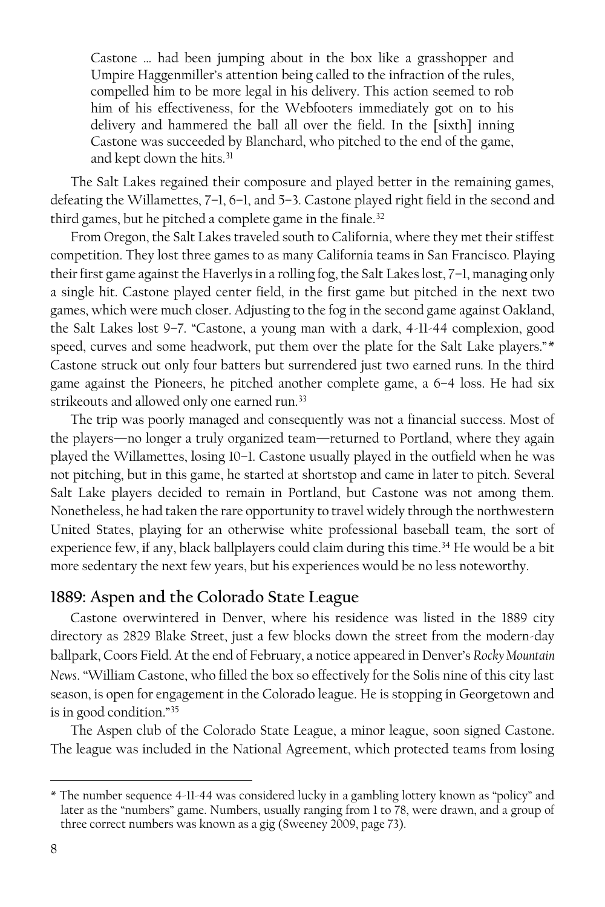> Castone ... had been jumping about in the box like a grasshopper and Umpire Haggenmiller's attention being called to the infraction of the rules, compelled him to be more legal in his delivery. This action seemed to rob him of his effectiveness, for the Webfooters immediately got on to his delivery and hammered the ball all over the field. In the [sixth] inning Castone was succeeded by Blanchard, who pitched to the end of the game, and kept down the hits.[31]

The Salt Lakes regained their composure and played better in the remaining games, defeating the Willamettes, 7–1, 6–1, and 5–3. Castone played right field in the second and third games, but he pitched a complete game in the finale.[32]

From Oregon, the Salt Lakes traveled south to California, where they met their stiffest competition. They lost three games to as many California teams in San Francisco. Playing their first game against the Haverlys in a rolling fog, the Salt Lakes lost, 7–1, managing only a single hit. Castone played center field, in the first game but pitched in the next two games, which were much closer. Adjusting to the fog in the second game against Oakland, the Salt Lakes lost 9–7. "Castone, a young man with a dark, 4-11-44 complexion, good speed, curves and some headwork, put them over the plate for the Salt Lake players."* Castone struck out only four batters but surrendered just two earned runs. In the third game against the Pioneers, he pitched another complete game, a 6–4 loss. He had six strikeouts and allowed only one earned run.[33]

The trip was poorly managed and consequently was not a financial success. Most of the players—no longer a truly organized team—returned to Portland, where they again played the Willamettes, losing 10–1. Castone usually played in the outfield when he was not pitching, but in this game, he started at shortstop and came in later to pitch. Several Salt Lake players decided to remain in Portland, but Castone was not among them. Nonetheless, he had taken the rare opportunity to travel widely through the northwestern United States, playing for an otherwise white professional baseball team, the sort of experience few, if any, black ballplayers could claim during this time.[34] He would be a bit more sedentary the next few years, but his experiences would be no less noteworthy.

## 1889: Aspen and the Colorado State League

Castone overwintered in Denver, where his residence was listed in the 1889 city directory as 2829 Blake Street, just a few blocks down the street from the modern-day ballpark, Coors Field. At the end of February, a notice appeared in Denver's *Rocky Mountain News*. "William Castone, who filled the box so effectively for the Solis nine of this city last season, is open for engagement in the Colorado league. He is stopping in Georgetown and is in good condition."[35]

The Aspen club of the Colorado State League, a minor league, soon signed Castone. The league was included in the National Agreement, which protected teams from losing

---

* The number sequence 4-11-44 was considered lucky in a gambling lottery known as "policy" and later as the "numbers" game. Numbers, usually ranging from 1 to 78, were drawn, and a group of three correct numbers was known as a gig (Sweeney 2009, page 73).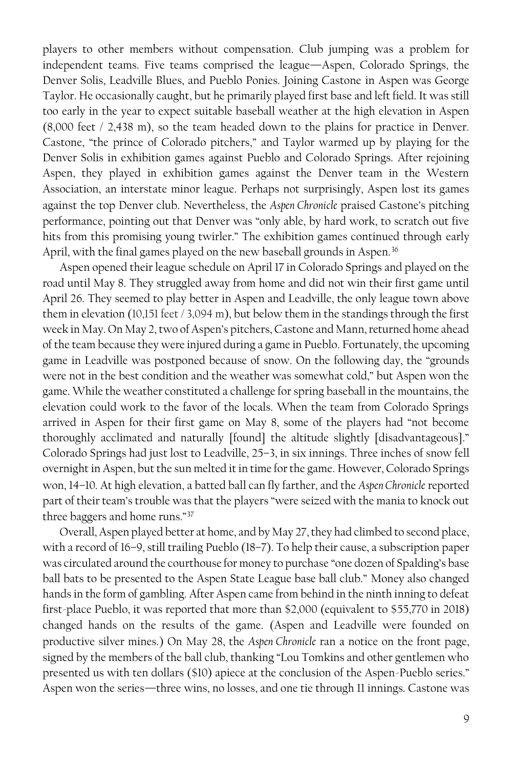players to other members without compensation. Club jumping was a problem for independent teams. Five teams comprised the league—Aspen, Colorado Springs, the Denver Solis, Leadville Blues, and Pueblo Ponies. Joining Castone in Aspen was George Taylor. He occasionally caught, but he primarily played first base and left field. It was still too early in the year to expect suitable baseball weather at the high elevation in Aspen (8,000 feet / 2,438 m), so the team headed down to the plains for practice in Denver. Castone, "the prince of Colorado pitchers," and Taylor warmed up by playing for the Denver Solis in exhibition games against Pueblo and Colorado Springs. After rejoining Aspen, they played in exhibition games against the Denver team in the Western Association, an interstate minor league. Perhaps not surprisingly, Aspen lost its games against the top Denver club. Nevertheless, the *Aspen Chronicle* praised Castone's pitching performance, pointing out that Denver was "only able, by hard work, to scratch out five hits from this promising young twirler." The exhibition games continued through early April, with the final games played on the new baseball grounds in Aspen.[36]

Aspen opened their league schedule on April 17 in Colorado Springs and played on the road until May 8. They struggled away from home and did not win their first game until April 26. They seemed to play better in Aspen and Leadville, the only league town above them in elevation (10,151 feet / 3,094 m), but below them in the standings through the first week in May. On May 2, two of Aspen's pitchers, Castone and Mann, returned home ahead of the team because they were injured during a game in Pueblo. Fortunately, the upcoming game in Leadville was postponed because of snow. On the following day, the "grounds were not in the best condition and the weather was somewhat cold," but Aspen won the game. While the weather constituted a challenge for spring baseball in the mountains, the elevation could work to the favor of the locals. When the team from Colorado Springs arrived in Aspen for their first game on May 8, some of the players had "not become thoroughly acclimated and naturally [found] the altitude slightly [disadvantageous]." Colorado Springs had just lost to Leadville, 25–3, in six innings. Three inches of snow fell overnight in Aspen, but the sun melted it in time for the game. However, Colorado Springs won, 14–10. At high elevation, a batted ball can fly farther, and the *Aspen Chronicle* reported part of their team's trouble was that the players "were seized with the mania to knock out three baggers and home runs."[37]

Overall, Aspen played better at home, and by May 27, they had climbed to second place, with a record of 16–9, still trailing Pueblo (18–7). To help their cause, a subscription paper was circulated around the courthouse for money to purchase "one dozen of Spalding's base ball bats to be presented to the Aspen State League base ball club." Money also changed hands in the form of gambling. After Aspen came from behind in the ninth inning to defeat first-place Pueblo, it was reported that more than $2,000 (equivalent to $55,770 in 2018) changed hands on the results of the game. (Aspen and Leadville were founded on productive silver mines.) On May 28, the *Aspen Chronicle* ran a notice on the front page, signed by the members of the ball club, thanking "Lou Tomkins and other gentlemen who presented us with ten dollars ($10) apiece at the conclusion of the Aspen-Pueblo series." Aspen won the series—three wins, no losses, and one tie through 11 innings. Castone was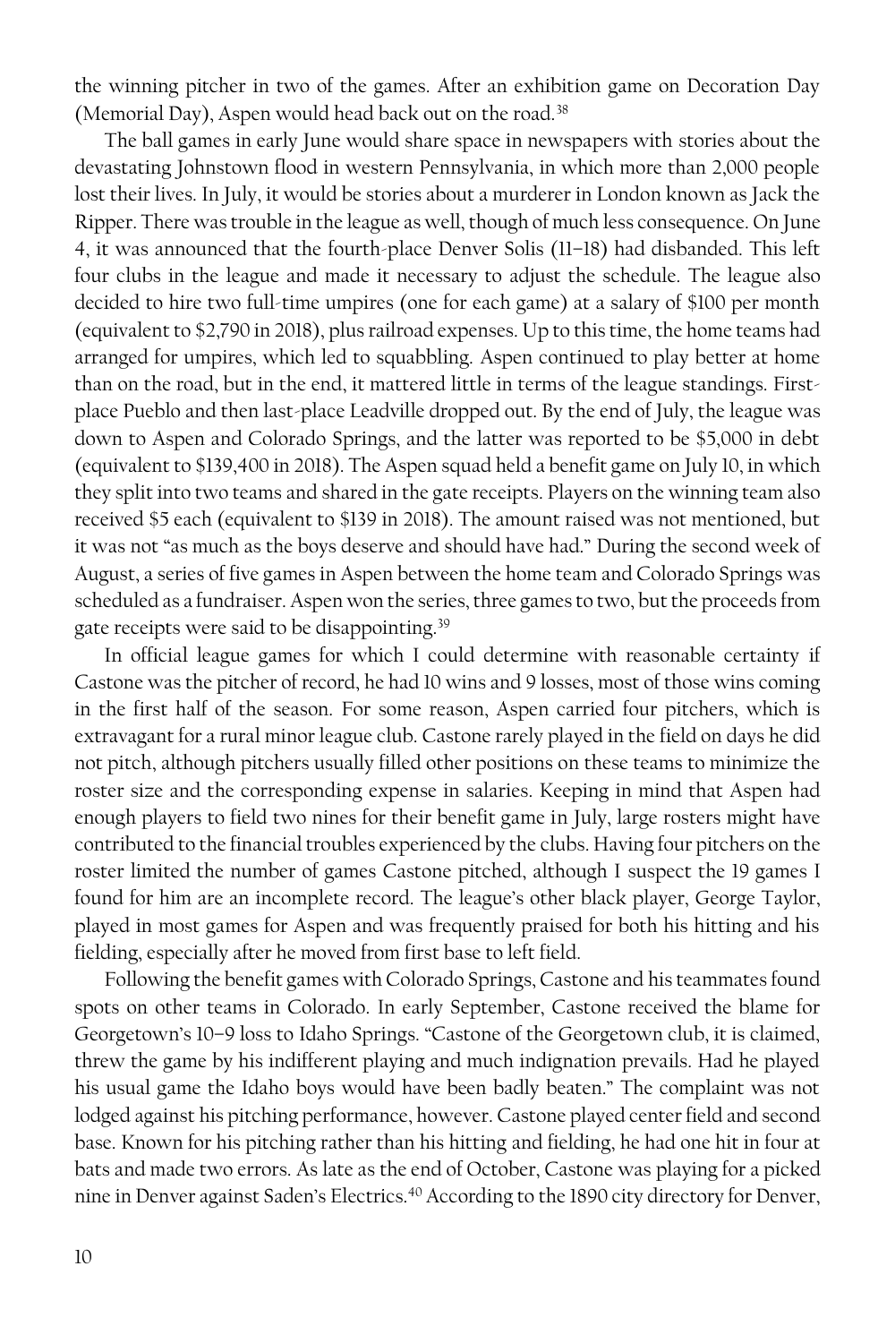the winning pitcher in two of the games. After an exhibition game on Decoration Day (Memorial Day), Aspen would head back out on the road.[38]

The ball games in early June would share space in newspapers with stories about the devastating Johnstown flood in western Pennsylvania, in which more than 2,000 people lost their lives. In July, it would be stories about a murderer in London known as Jack the Ripper. There was trouble in the league as well, though of much less consequence. On June 4, it was announced that the fourth-place Denver Solis (11–18) had disbanded. This left four clubs in the league and made it necessary to adjust the schedule. The league also decided to hire two full-time umpires (one for each game) at a salary of $100 per month (equivalent to $2,790 in 2018), plus railroad expenses. Up to this time, the home teams had arranged for umpires, which led to squabbling. Aspen continued to play better at home than on the road, but in the end, it mattered little in terms of the league standings. First-place Pueblo and then last-place Leadville dropped out. By the end of July, the league was down to Aspen and Colorado Springs, and the latter was reported to be $5,000 in debt (equivalent to $139,400 in 2018). The Aspen squad held a benefit game on July 10, in which they split into two teams and shared in the gate receipts. Players on the winning team also received $5 each (equivalent to $139 in 2018). The amount raised was not mentioned, but it was not "as much as the boys deserve and should have had." During the second week of August, a series of five games in Aspen between the home team and Colorado Springs was scheduled as a fundraiser. Aspen won the series, three games to two, but the proceeds from gate receipts were said to be disappointing.[39]

In official league games for which I could determine with reasonable certainty if Castone was the pitcher of record, he had 10 wins and 9 losses, most of those wins coming in the first half of the season. For some reason, Aspen carried four pitchers, which is extravagant for a rural minor league club. Castone rarely played in the field on days he did not pitch, although pitchers usually filled other positions on these teams to minimize the roster size and the corresponding expense in salaries. Keeping in mind that Aspen had enough players to field two nines for their benefit game in July, large rosters might have contributed to the financial troubles experienced by the clubs. Having four pitchers on the roster limited the number of games Castone pitched, although I suspect the 19 games I found for him are an incomplete record. The league's other black player, George Taylor, played in most games for Aspen and was frequently praised for both his hitting and his fielding, especially after he moved from first base to left field.

Following the benefit games with Colorado Springs, Castone and his teammates found spots on other teams in Colorado. In early September, Castone received the blame for Georgetown's 10–9 loss to Idaho Springs. "Castone of the Georgetown club, it is claimed, threw the game by his indifferent playing and much indignation prevails. Had he played his usual game the Idaho boys would have been badly beaten." The complaint was not lodged against his pitching performance, however. Castone played center field and second base. Known for his pitching rather than his hitting and fielding, he had one hit in four at bats and made two errors. As late as the end of October, Castone was playing for a picked nine in Denver against Saden's Electrics.[40] According to the 1890 city directory for Denver,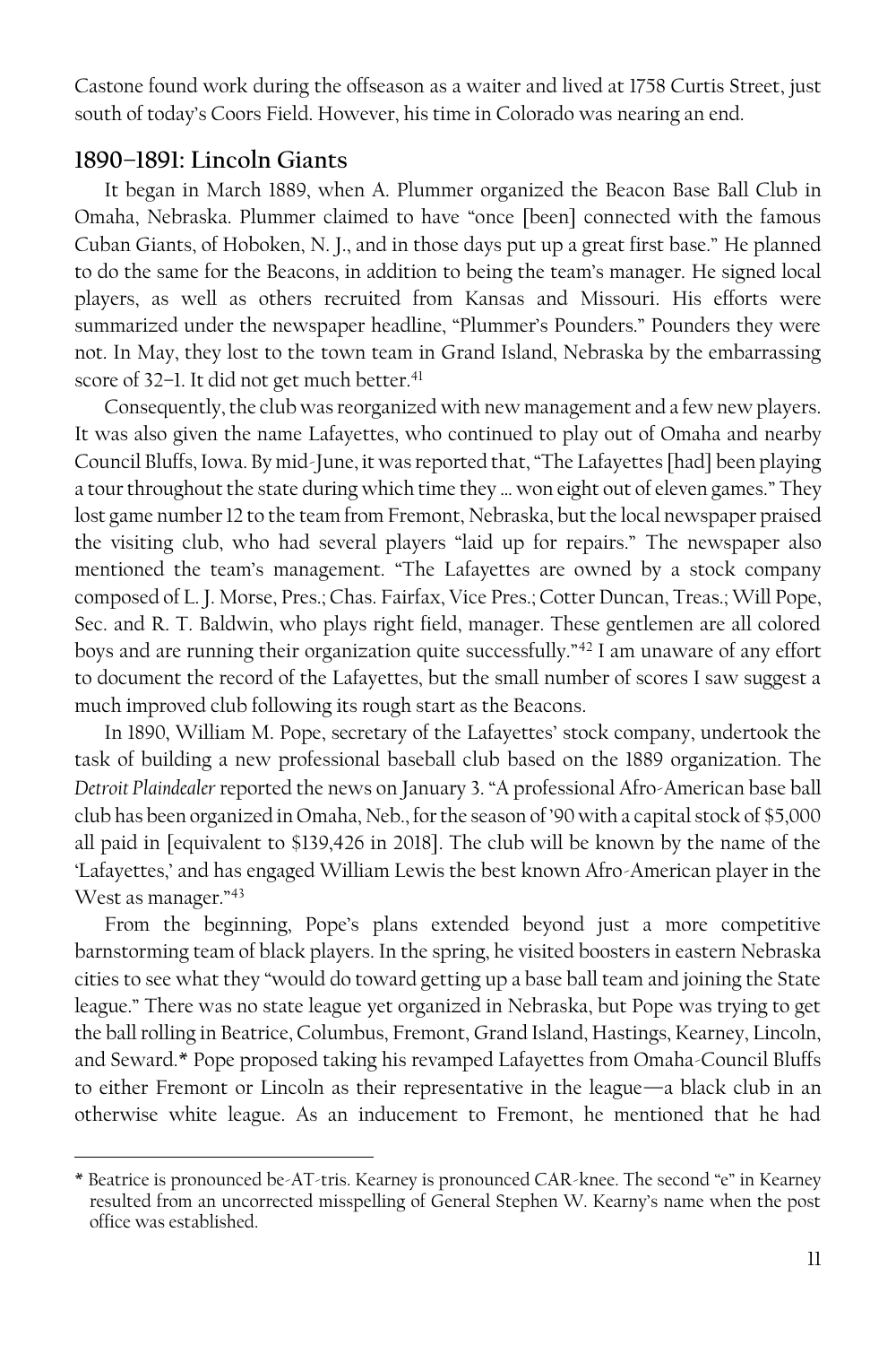Castone found work during the offseason as a waiter and lived at 1758 Curtis Street, just south of today's Coors Field. However, his time in Colorado was nearing an end.

## 1890–1891: Lincoln Giants

It began in March 1889, when A. Plummer organized the Beacon Base Ball Club in Omaha, Nebraska. Plummer claimed to have "once [been] connected with the famous Cuban Giants, of Hoboken, N. J., and in those days put up a great first base." He planned to do the same for the Beacons, in addition to being the team's manager. He signed local players, as well as others recruited from Kansas and Missouri. His efforts were summarized under the newspaper headline, "Plummer's Pounders." Pounders they were not. In May, they lost to the town team in Grand Island, Nebraska by the embarrassing score of 32–1. It did not get much better.[41]

Consequently, the club was reorganized with new management and a few new players. It was also given the name Lafayettes, who continued to play out of Omaha and nearby Council Bluffs, Iowa. By mid-June, it was reported that, "The Lafayettes [had] been playing a tour throughout the state during which time they … won eight out of eleven games." They lost game number 12 to the team from Fremont, Nebraska, but the local newspaper praised the visiting club, who had several players "laid up for repairs." The newspaper also mentioned the team's management. "The Lafayettes are owned by a stock company composed of L. J. Morse, Pres.; Chas. Fairfax, Vice Pres.; Cotter Duncan, Treas.; Will Pope, Sec. and R. T. Baldwin, who plays right field, manager. These gentlemen are all colored boys and are running their organization quite successfully."[42] I am unaware of any effort to document the record of the Lafayettes, but the small number of scores I saw suggest a much improved club following its rough start as the Beacons.

In 1890, William M. Pope, secretary of the Lafayettes' stock company, undertook the task of building a new professional baseball club based on the 1889 organization. The *Detroit Plaindealer* reported the news on January 3. "A professional Afro-American base ball club has been organized in Omaha, Neb., for the season of '90 with a capital stock of $5,000 all paid in [equivalent to $139,426 in 2018]. The club will be known by the name of the 'Lafayettes,' and has engaged William Lewis the best known Afro-American player in the West as manager."[43]

From the beginning, Pope's plans extended beyond just a more competitive barnstorming team of black players. In the spring, he visited boosters in eastern Nebraska cities to see what they "would do toward getting up a base ball team and joining the State league." There was no state league yet organized in Nebraska, but Pope was trying to get the ball rolling in Beatrice, Columbus, Fremont, Grand Island, Hastings, Kearney, Lincoln, and Seward.* Pope proposed taking his revamped Lafayettes from Omaha-Council Bluffs to either Fremont or Lincoln as their representative in the league—a black club in an otherwise white league. As an inducement to Fremont, he mentioned that he had

---

\* Beatrice is pronounced be-AT-tris. Kearney is pronounced CAR-knee. The second "e" in Kearney resulted from an uncorrected misspelling of General Stephen W. Kearny's name when the post office was established.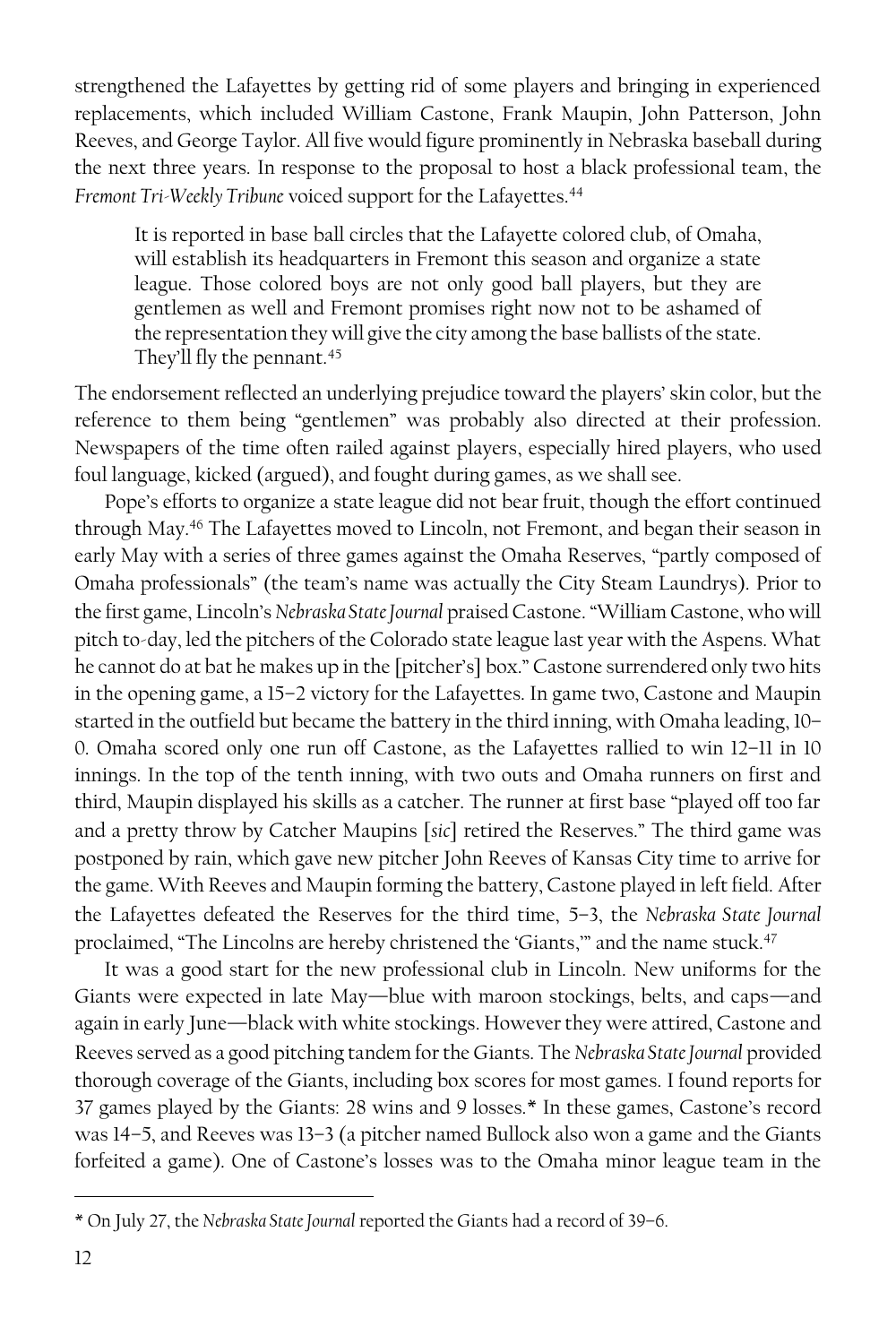strengthened the Lafayettes by getting rid of some players and bringing in experienced replacements, which included William Castone, Frank Maupin, John Patterson, John Reeves, and George Taylor. All five would figure prominently in Nebraska baseball during the next three years. In response to the proposal to host a black professional team, the *Fremont Tri-Weekly Tribune* voiced support for the Lafayettes.[44]

> It is reported in base ball circles that the Lafayette colored club, of Omaha, will establish its headquarters in Fremont this season and organize a state league. Those colored boys are not only good ball players, but they are gentlemen as well and Fremont promises right now not to be ashamed of the representation they will give the city among the base ballists of the state. They'll fly the pennant.[45]

The endorsement reflected an underlying prejudice toward the players' skin color, but the reference to them being "gentlemen" was probably also directed at their profession. Newspapers of the time often railed against players, especially hired players, who used foul language, kicked (argued), and fought during games, as we shall see.

Pope's efforts to organize a state league did not bear fruit, though the effort continued through May.[46] The Lafayettes moved to Lincoln, not Fremont, and began their season in early May with a series of three games against the Omaha Reserves, "partly composed of Omaha professionals" (the team's name was actually the City Steam Laundrys). Prior to the first game, Lincoln's *Nebraska State Journal* praised Castone. "William Castone, who will pitch to-day, led the pitchers of the Colorado state league last year with the Aspens. What he cannot do at bat he makes up in the [pitcher's] box." Castone surrendered only two hits in the opening game, a 15–2 victory for the Lafayettes. In game two, Castone and Maupin started in the outfield but became the battery in the third inning, with Omaha leading, 10–0. Omaha scored only one run off Castone, as the Lafayettes rallied to win 12–11 in 10 innings. In the top of the tenth inning, with two outs and Omaha runners on first and third, Maupin displayed his skills as a catcher. The runner at first base "played off too far and a pretty throw by Catcher Maupins [*sic*] retired the Reserves." The third game was postponed by rain, which gave new pitcher John Reeves of Kansas City time to arrive for the game. With Reeves and Maupin forming the battery, Castone played in left field. After the Lafayettes defeated the Reserves for the third time, 5–3, the *Nebraska State Journal* proclaimed, "The Lincolns are hereby christened the 'Giants,'" and the name stuck.[47]

It was a good start for the new professional club in Lincoln. New uniforms for the Giants were expected in late May—blue with maroon stockings, belts, and caps—and again in early June—black with white stockings. However they were attired, Castone and Reeves served as a good pitching tandem for the Giants. The *Nebraska State Journal* provided thorough coverage of the Giants, including box scores for most games. I found reports for 37 games played by the Giants: 28 wins and 9 losses.* In these games, Castone's record was 14–5, and Reeves was 13–3 (a pitcher named Bullock also won a game and the Giants forfeited a game). One of Castone's losses was to the Omaha minor league team in the

---

* On July 27, the *Nebraska State Journal* reported the Giants had a record of 39–6.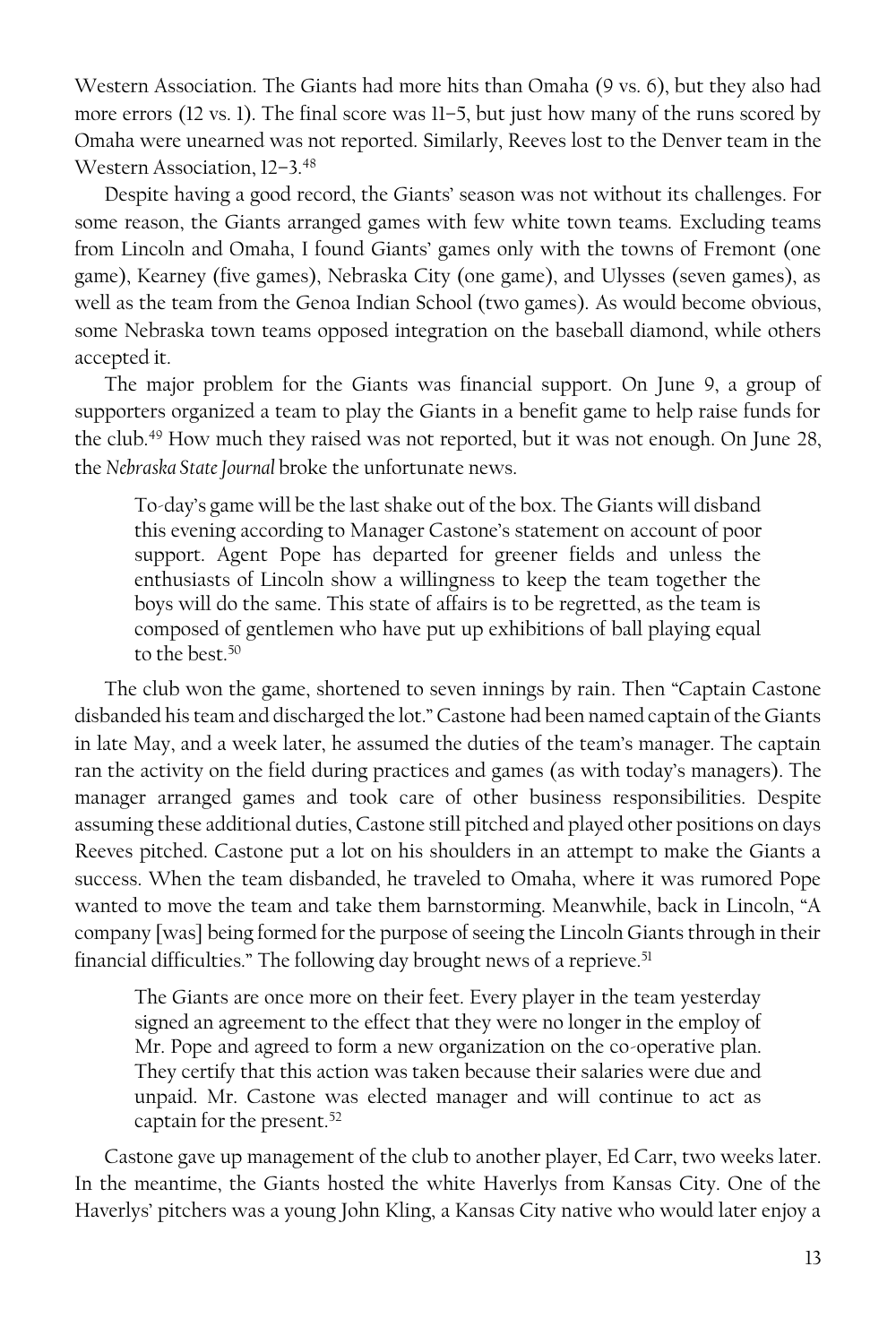Western Association. The Giants had more hits than Omaha (9 vs. 6), but they also had more errors (12 vs. 1). The final score was 11–5, but just how many of the runs scored by Omaha were unearned was not reported. Similarly, Reeves lost to the Denver team in the Western Association, 12–3.[48]

Despite having a good record, the Giants' season was not without its challenges. For some reason, the Giants arranged games with few white town teams. Excluding teams from Lincoln and Omaha, I found Giants' games only with the towns of Fremont (one game), Kearney (five games), Nebraska City (one game), and Ulysses (seven games), as well as the team from the Genoa Indian School (two games). As would become obvious, some Nebraska town teams opposed integration on the baseball diamond, while others accepted it.

The major problem for the Giants was financial support. On June 9, a group of supporters organized a team to play the Giants in a benefit game to help raise funds for the club.[49] How much they raised was not reported, but it was not enough. On June 28, the *Nebraska State Journal* broke the unfortunate news.

> To-day's game will be the last shake out of the box. The Giants will disband this evening according to Manager Castone's statement on account of poor support. Agent Pope has departed for greener fields and unless the enthusiasts of Lincoln show a willingness to keep the team together the boys will do the same. This state of affairs is to be regretted, as the team is composed of gentlemen who have put up exhibitions of ball playing equal to the best.[50]

The club won the game, shortened to seven innings by rain. Then "Captain Castone disbanded his team and discharged the lot." Castone had been named captain of the Giants in late May, and a week later, he assumed the duties of the team's manager. The captain ran the activity on the field during practices and games (as with today's managers). The manager arranged games and took care of other business responsibilities. Despite assuming these additional duties, Castone still pitched and played other positions on days Reeves pitched. Castone put a lot on his shoulders in an attempt to make the Giants a success. When the team disbanded, he traveled to Omaha, where it was rumored Pope wanted to move the team and take them barnstorming. Meanwhile, back in Lincoln, "A company [was] being formed for the purpose of seeing the Lincoln Giants through in their financial difficulties." The following day brought news of a reprieve.[51]

> The Giants are once more on their feet. Every player in the team yesterday signed an agreement to the effect that they were no longer in the employ of Mr. Pope and agreed to form a new organization on the co-operative plan. They certify that this action was taken because their salaries were due and unpaid. Mr. Castone was elected manager and will continue to act as captain for the present.[52]

Castone gave up management of the club to another player, Ed Carr, two weeks later. In the meantime, the Giants hosted the white Haverlys from Kansas City. One of the Haverlys' pitchers was a young John Kling, a Kansas City native who would later enjoy a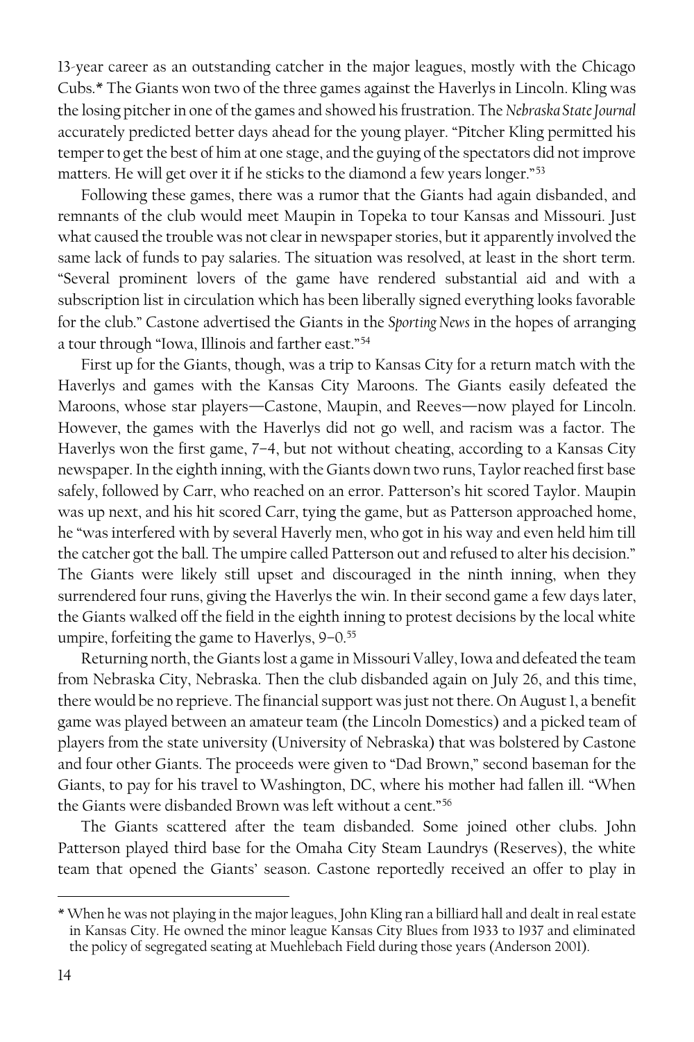13-year career as an outstanding catcher in the major leagues, mostly with the Chicago Cubs.* The Giants won two of the three games against the Haverlys in Lincoln. Kling was the losing pitcher in one of the games and showed his frustration. The *Nebraska State Journal* accurately predicted better days ahead for the young player. "Pitcher Kling permitted his temper to get the best of him at one stage, and the guying of the spectators did not improve matters. He will get over it if he sticks to the diamond a few years longer."[53]

Following these games, there was a rumor that the Giants had again disbanded, and remnants of the club would meet Maupin in Topeka to tour Kansas and Missouri. Just what caused the trouble was not clear in newspaper stories, but it apparently involved the same lack of funds to pay salaries. The situation was resolved, at least in the short term. "Several prominent lovers of the game have rendered substantial aid and with a subscription list in circulation which has been liberally signed everything looks favorable for the club." Castone advertised the Giants in the *Sporting News* in the hopes of arranging a tour through "Iowa, Illinois and farther east."[54]

First up for the Giants, though, was a trip to Kansas City for a return match with the Haverlys and games with the Kansas City Maroons. The Giants easily defeated the Maroons, whose star players—Castone, Maupin, and Reeves—now played for Lincoln. However, the games with the Haverlys did not go well, and racism was a factor. The Haverlys won the first game, 7–4, but not without cheating, according to a Kansas City newspaper. In the eighth inning, with the Giants down two runs, Taylor reached first base safely, followed by Carr, who reached on an error. Patterson's hit scored Taylor. Maupin was up next, and his hit scored Carr, tying the game, but as Patterson approached home, he "was interfered with by several Haverly men, who got in his way and even held him till the catcher got the ball. The umpire called Patterson out and refused to alter his decision." The Giants were likely still upset and discouraged in the ninth inning, when they surrendered four runs, giving the Haverlys the win. In their second game a few days later, the Giants walked off the field in the eighth inning to protest decisions by the local white umpire, forfeiting the game to Haverlys, 9–0.[55]

Returning north, the Giants lost a game in Missouri Valley, Iowa and defeated the team from Nebraska City, Nebraska. Then the club disbanded again on July 26, and this time, there would be no reprieve. The financial support was just not there. On August 1, a benefit game was played between an amateur team (the Lincoln Domestics) and a picked team of players from the state university (University of Nebraska) that was bolstered by Castone and four other Giants. The proceeds were given to "Dad Brown," second baseman for the Giants, to pay for his travel to Washington, DC, where his mother had fallen ill. "When the Giants were disbanded Brown was left without a cent."[56]

The Giants scattered after the team disbanded. Some joined other clubs. John Patterson played third base for the Omaha City Steam Laundrys (Reserves), the white team that opened the Giants' season. Castone reportedly received an offer to play in

---

\* When he was not playing in the major leagues, John Kling ran a billiard hall and dealt in real estate in Kansas City. He owned the minor league Kansas City Blues from 1933 to 1937 and eliminated the policy of segregated seating at Muehlebach Field during those years (Anderson 2001).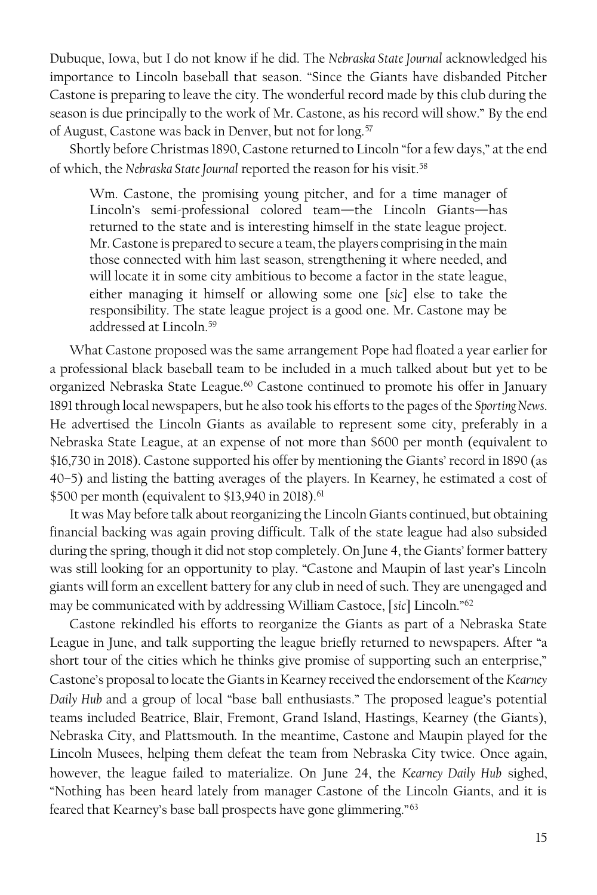Dubuque, Iowa, but I do not know if he did. The *Nebraska State Journal* acknowledged his importance to Lincoln baseball that season. "Since the Giants have disbanded Pitcher Castone is preparing to leave the city. The wonderful record made by this club during the season is due principally to the work of Mr. Castone, as his record will show." By the end of August, Castone was back in Denver, but not for long.[57]

Shortly before Christmas 1890, Castone returned to Lincoln "for a few days," at the end of which, the *Nebraska State Journal* reported the reason for his visit.[58]

> Wm. Castone, the promising young pitcher, and for a time manager of Lincoln's semi-professional colored team—the Lincoln Giants—has returned to the state and is interesting himself in the state league project. Mr. Castone is prepared to secure a team, the players comprising in the main those connected with him last season, strengthening it where needed, and will locate it in some city ambitious to become a factor in the state league, either managing it himself or allowing some one [*sic*] else to take the responsibility. The state league project is a good one. Mr. Castone may be addressed at Lincoln.[59]

What Castone proposed was the same arrangement Pope had floated a year earlier for a professional black baseball team to be included in a much talked about but yet to be organized Nebraska State League.[60] Castone continued to promote his offer in January 1891 through local newspapers, but he also took his efforts to the pages of the *Sporting News*. He advertised the Lincoln Giants as available to represent some city, preferably in a Nebraska State League, at an expense of not more than $600 per month (equivalent to $16,730 in 2018). Castone supported his offer by mentioning the Giants' record in 1890 (as 40–5) and listing the batting averages of the players. In Kearney, he estimated a cost of $500 per month (equivalent to $13,940 in 2018).[61]

It was May before talk about reorganizing the Lincoln Giants continued, but obtaining financial backing was again proving difficult. Talk of the state league had also subsided during the spring, though it did not stop completely. On June 4, the Giants' former battery was still looking for an opportunity to play. "Castone and Maupin of last year's Lincoln giants will form an excellent battery for any club in need of such. They are unengaged and may be communicated with by addressing William Castoce, [*sic*] Lincoln."[62]

Castone rekindled his efforts to reorganize the Giants as part of a Nebraska State League in June, and talk supporting the league briefly returned to newspapers. After "a short tour of the cities which he thinks give promise of supporting such an enterprise," Castone's proposal to locate the Giants in Kearney received the endorsement of the *Kearney Daily Hub* and a group of local "base ball enthusiasts." The proposed league's potential teams included Beatrice, Blair, Fremont, Grand Island, Hastings, Kearney (the Giants), Nebraska City, and Plattsmouth. In the meantime, Castone and Maupin played for the Lincoln Musees, helping them defeat the team from Nebraska City twice. Once again, however, the league failed to materialize. On June 24, the *Kearney Daily Hub* sighed, "Nothing has been heard lately from manager Castone of the Lincoln Giants, and it is feared that Kearney's base ball prospects have gone glimmering."[63]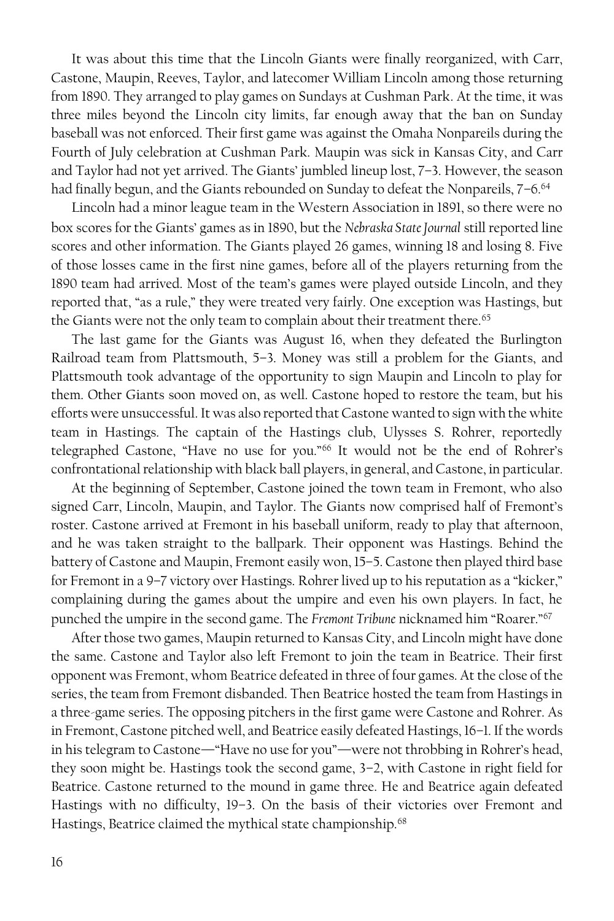It was about this time that the Lincoln Giants were finally reorganized, with Carr, Castone, Maupin, Reeves, Taylor, and latecomer William Lincoln among those returning from 1890. They arranged to play games on Sundays at Cushman Park. At the time, it was three miles beyond the Lincoln city limits, far enough away that the ban on Sunday baseball was not enforced. Their first game was against the Omaha Nonpareils during the Fourth of July celebration at Cushman Park. Maupin was sick in Kansas City, and Carr and Taylor had not yet arrived. The Giants' jumbled lineup lost, 7–3. However, the season had finally begun, and the Giants rebounded on Sunday to defeat the Nonpareils, 7–6.[64]

Lincoln had a minor league team in the Western Association in 1891, so there were no box scores for the Giants' games as in 1890, but the *Nebraska State Journal* still reported line scores and other information. The Giants played 26 games, winning 18 and losing 8. Five of those losses came in the first nine games, before all of the players returning from the 1890 team had arrived. Most of the team's games were played outside Lincoln, and they reported that, "as a rule," they were treated very fairly. One exception was Hastings, but the Giants were not the only team to complain about their treatment there.[65]

The last game for the Giants was August 16, when they defeated the Burlington Railroad team from Plattsmouth, 5–3. Money was still a problem for the Giants, and Plattsmouth took advantage of the opportunity to sign Maupin and Lincoln to play for them. Other Giants soon moved on, as well. Castone hoped to restore the team, but his efforts were unsuccessful. It was also reported that Castone wanted to sign with the white team in Hastings. The captain of the Hastings club, Ulysses S. Rohrer, reportedly telegraphed Castone, "Have no use for you."[66] It would not be the end of Rohrer's confrontational relationship with black ball players, in general, and Castone, in particular.

At the beginning of September, Castone joined the town team in Fremont, who also signed Carr, Lincoln, Maupin, and Taylor. The Giants now comprised half of Fremont's roster. Castone arrived at Fremont in his baseball uniform, ready to play that afternoon, and he was taken straight to the ballpark. Their opponent was Hastings. Behind the battery of Castone and Maupin, Fremont easily won, 15–5. Castone then played third base for Fremont in a 9–7 victory over Hastings. Rohrer lived up to his reputation as a "kicker," complaining during the games about the umpire and even his own players. In fact, he punched the umpire in the second game. The *Fremont Tribune* nicknamed him "Roarer."[67]

After those two games, Maupin returned to Kansas City, and Lincoln might have done the same. Castone and Taylor also left Fremont to join the team in Beatrice. Their first opponent was Fremont, whom Beatrice defeated in three of four games. At the close of the series, the team from Fremont disbanded. Then Beatrice hosted the team from Hastings in a three-game series. The opposing pitchers in the first game were Castone and Rohrer. As in Fremont, Castone pitched well, and Beatrice easily defeated Hastings, 16–1. If the words in his telegram to Castone—"Have no use for you"—were not throbbing in Rohrer's head, they soon might be. Hastings took the second game, 3–2, with Castone in right field for Beatrice. Castone returned to the mound in game three. He and Beatrice again defeated Hastings with no difficulty, 19–3. On the basis of their victories over Fremont and Hastings, Beatrice claimed the mythical state championship.[68]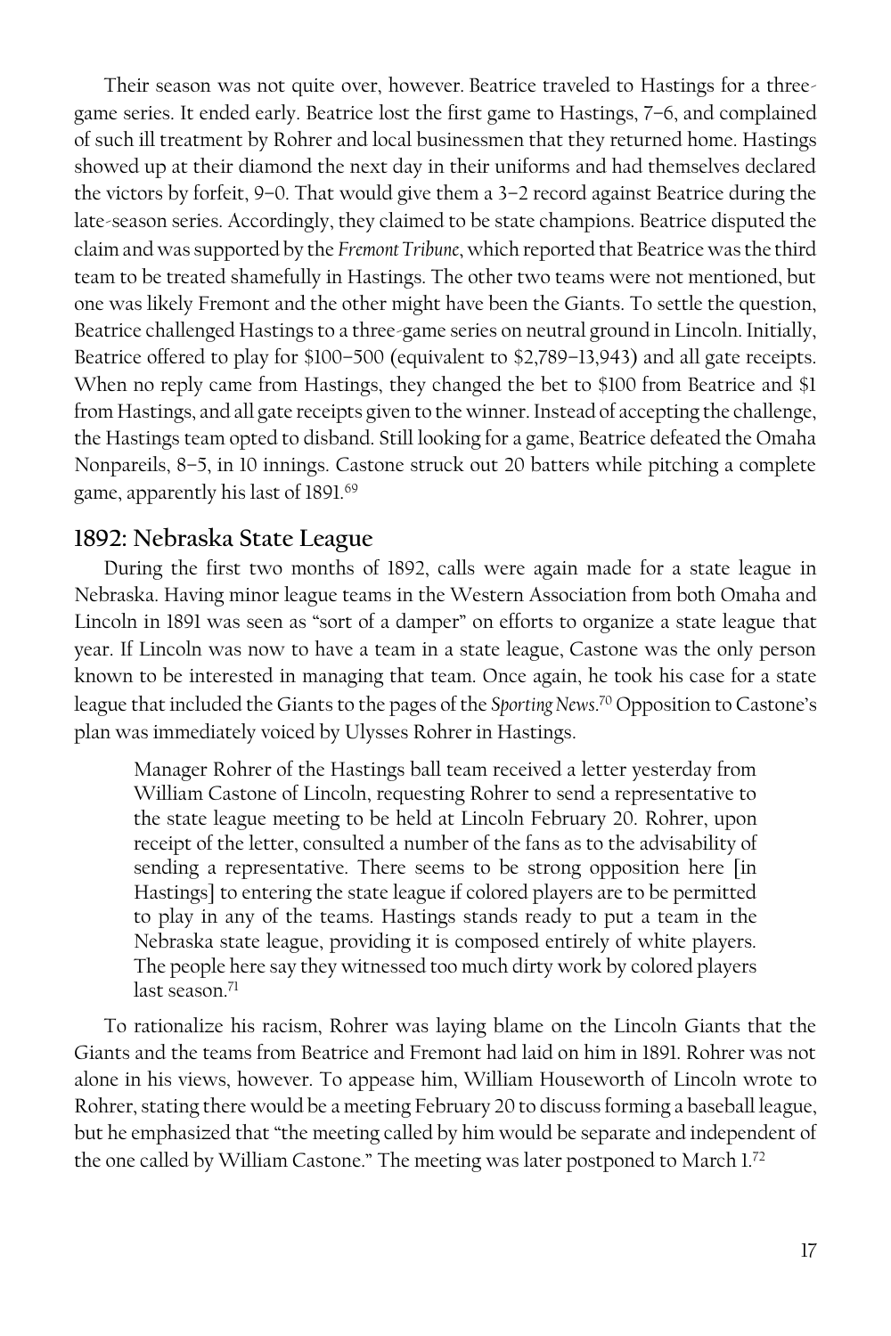Their season was not quite over, however. Beatrice traveled to Hastings for a three-game series. It ended early. Beatrice lost the first game to Hastings, 7–6, and complained of such ill treatment by Rohrer and local businessmen that they returned home. Hastings showed up at their diamond the next day in their uniforms and had themselves declared the victors by forfeit, 9–0. That would give them a 3–2 record against Beatrice during the late-season series. Accordingly, they claimed to be state champions. Beatrice disputed the claim and was supported by the *Fremont Tribune*, which reported that Beatrice was the third team to be treated shamefully in Hastings. The other two teams were not mentioned, but one was likely Fremont and the other might have been the Giants. To settle the question, Beatrice challenged Hastings to a three-game series on neutral ground in Lincoln. Initially, Beatrice offered to play for $100–500 (equivalent to $2,789–13,943) and all gate receipts. When no reply came from Hastings, they changed the bet to $100 from Beatrice and $1 from Hastings, and all gate receipts given to the winner. Instead of accepting the challenge, the Hastings team opted to disband. Still looking for a game, Beatrice defeated the Omaha Nonpareils, 8–5, in 10 innings. Castone struck out 20 batters while pitching a complete game, apparently his last of 1891.[69]

## 1892: Nebraska State League

During the first two months of 1892, calls were again made for a state league in Nebraska. Having minor league teams in the Western Association from both Omaha and Lincoln in 1891 was seen as "sort of a damper" on efforts to organize a state league that year. If Lincoln was now to have a team in a state league, Castone was the only person known to be interested in managing that team. Once again, he took his case for a state league that included the Giants to the pages of the *Sporting News*.[70] Opposition to Castone's plan was immediately voiced by Ulysses Rohrer in Hastings.

> Manager Rohrer of the Hastings ball team received a letter yesterday from William Castone of Lincoln, requesting Rohrer to send a representative to the state league meeting to be held at Lincoln February 20. Rohrer, upon receipt of the letter, consulted a number of the fans as to the advisability of sending a representative. There seems to be strong opposition here [in Hastings] to entering the state league if colored players are to be permitted to play in any of the teams. Hastings stands ready to put a team in the Nebraska state league, providing it is composed entirely of white players. The people here say they witnessed too much dirty work by colored players last season.[71]

To rationalize his racism, Rohrer was laying blame on the Lincoln Giants that the Giants and the teams from Beatrice and Fremont had laid on him in 1891. Rohrer was not alone in his views, however. To appease him, William Houseworth of Lincoln wrote to Rohrer, stating there would be a meeting February 20 to discuss forming a baseball league, but he emphasized that "the meeting called by him would be separate and independent of the one called by William Castone." The meeting was later postponed to March 1.[72]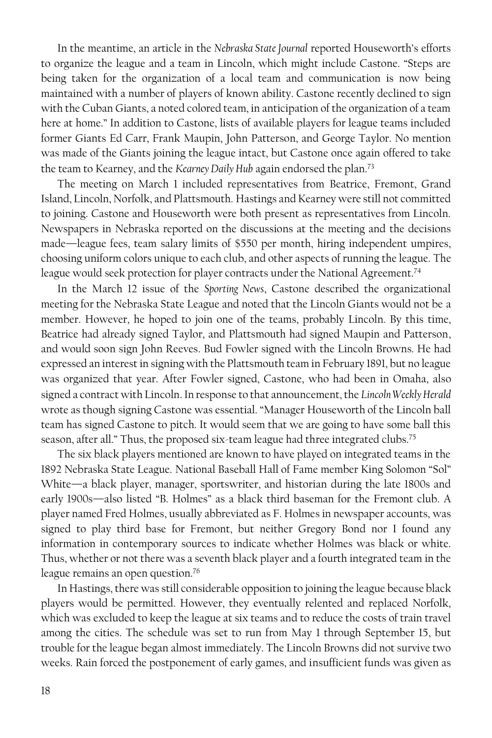In the meantime, an article in the *Nebraska State Journal* reported Houseworth's efforts to organize the league and a team in Lincoln, which might include Castone. "Steps are being taken for the organization of a local team and communication is now being maintained with a number of players of known ability. Castone recently declined to sign with the Cuban Giants, a noted colored team, in anticipation of the organization of a team here at home." In addition to Castone, lists of available players for league teams included former Giants Ed Carr, Frank Maupin, John Patterson, and George Taylor. No mention was made of the Giants joining the league intact, but Castone once again offered to take the team to Kearney, and the *Kearney Daily Hub* again endorsed the plan.[73]

The meeting on March 1 included representatives from Beatrice, Fremont, Grand Island, Lincoln, Norfolk, and Plattsmouth. Hastings and Kearney were still not committed to joining. Castone and Houseworth were both present as representatives from Lincoln. Newspapers in Nebraska reported on the discussions at the meeting and the decisions made—league fees, team salary limits of $550 per month, hiring independent umpires, choosing uniform colors unique to each club, and other aspects of running the league. The league would seek protection for player contracts under the National Agreement.[74]

In the March 12 issue of the *Sporting News*, Castone described the organizational meeting for the Nebraska State League and noted that the Lincoln Giants would not be a member. However, he hoped to join one of the teams, probably Lincoln. By this time, Beatrice had already signed Taylor, and Plattsmouth had signed Maupin and Patterson, and would soon sign John Reeves. Bud Fowler signed with the Lincoln Browns. He had expressed an interest in signing with the Plattsmouth team in February 1891, but no league was organized that year. After Fowler signed, Castone, who had been in Omaha, also signed a contract with Lincoln. In response to that announcement, the *Lincoln Weekly Herald* wrote as though signing Castone was essential. "Manager Houseworth of the Lincoln ball team has signed Castone to pitch. It would seem that we are going to have some ball this season, after all." Thus, the proposed six-team league had three integrated clubs.[75]

The six black players mentioned are known to have played on integrated teams in the 1892 Nebraska State League. National Baseball Hall of Fame member King Solomon "Sol" White—a black player, manager, sportswriter, and historian during the late 1800s and early 1900s—also listed "B. Holmes" as a black third baseman for the Fremont club. A player named Fred Holmes, usually abbreviated as F. Holmes in newspaper accounts, was signed to play third base for Fremont, but neither Gregory Bond nor I found any information in contemporary sources to indicate whether Holmes was black or white. Thus, whether or not there was a seventh black player and a fourth integrated team in the league remains an open question.[76]

In Hastings, there was still considerable opposition to joining the league because black players would be permitted. However, they eventually relented and replaced Norfolk, which was excluded to keep the league at six teams and to reduce the costs of train travel among the cities. The schedule was set to run from May 1 through September 15, but trouble for the league began almost immediately. The Lincoln Browns did not survive two weeks. Rain forced the postponement of early games, and insufficient funds was given as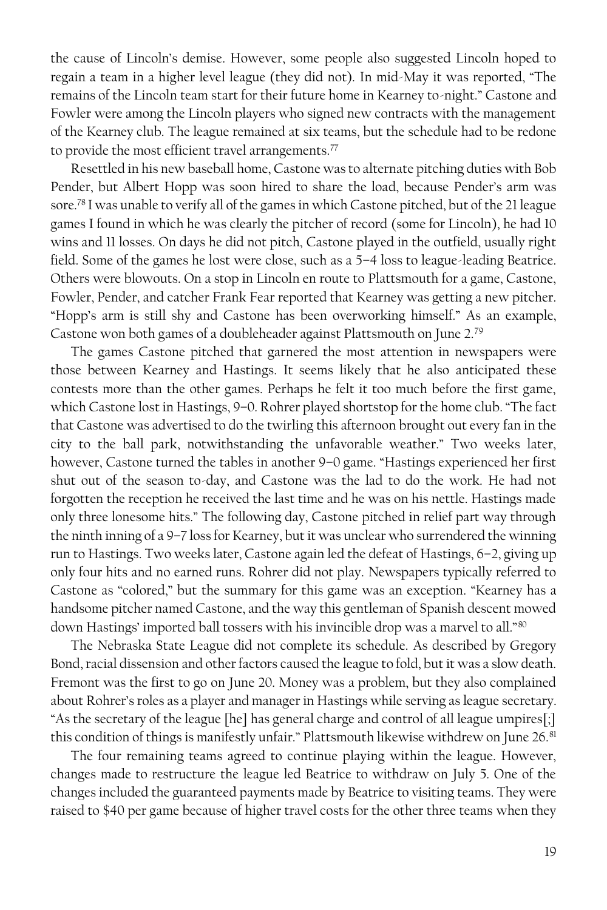the cause of Lincoln's demise. However, some people also suggested Lincoln hoped to regain a team in a higher level league (they did not). In mid-May it was reported, "The remains of the Lincoln team start for their future home in Kearney to-night." Castone and Fowler were among the Lincoln players who signed new contracts with the management of the Kearney club. The league remained at six teams, but the schedule had to be redone to provide the most efficient travel arrangements.[77]

Resettled in his new baseball home, Castone was to alternate pitching duties with Bob Pender, but Albert Hopp was soon hired to share the load, because Pender's arm was sore.[78] I was unable to verify all of the games in which Castone pitched, but of the 21 league games I found in which he was clearly the pitcher of record (some for Lincoln), he had 10 wins and 11 losses. On days he did not pitch, Castone played in the outfield, usually right field. Some of the games he lost were close, such as a 5–4 loss to league-leading Beatrice. Others were blowouts. On a stop in Lincoln en route to Plattsmouth for a game, Castone, Fowler, Pender, and catcher Frank Fear reported that Kearney was getting a new pitcher. "Hopp's arm is still shy and Castone has been overworking himself." As an example, Castone won both games of a doubleheader against Plattsmouth on June 2.[79]

The games Castone pitched that garnered the most attention in newspapers were those between Kearney and Hastings. It seems likely that he also anticipated these contests more than the other games. Perhaps he felt it too much before the first game, which Castone lost in Hastings, 9–0. Rohrer played shortstop for the home club. "The fact that Castone was advertised to do the twirling this afternoon brought out every fan in the city to the ball park, notwithstanding the unfavorable weather." Two weeks later, however, Castone turned the tables in another 9–0 game. "Hastings experienced her first shut out of the season to-day, and Castone was the lad to do the work. He had not forgotten the reception he received the last time and he was on his nettle. Hastings made only three lonesome hits." The following day, Castone pitched in relief part way through the ninth inning of a 9–7 loss for Kearney, but it was unclear who surrendered the winning run to Hastings. Two weeks later, Castone again led the defeat of Hastings, 6–2, giving up only four hits and no earned runs. Rohrer did not play. Newspapers typically referred to Castone as "colored," but the summary for this game was an exception. "Kearney has a handsome pitcher named Castone, and the way this gentleman of Spanish descent mowed down Hastings' imported ball tossers with his invincible drop was a marvel to all."[80]

The Nebraska State League did not complete its schedule. As described by Gregory Bond, racial dissension and other factors caused the league to fold, but it was a slow death. Fremont was the first to go on June 20. Money was a problem, but they also complained about Rohrer's roles as a player and manager in Hastings while serving as league secretary. "As the secretary of the league [he] has general charge and control of all league umpires[;] this condition of things is manifestly unfair." Plattsmouth likewise withdrew on June 26.[81]

The four remaining teams agreed to continue playing within the league. However, changes made to restructure the league led Beatrice to withdraw on July 5. One of the changes included the guaranteed payments made by Beatrice to visiting teams. They were raised to $40 per game because of higher travel costs for the other three teams when they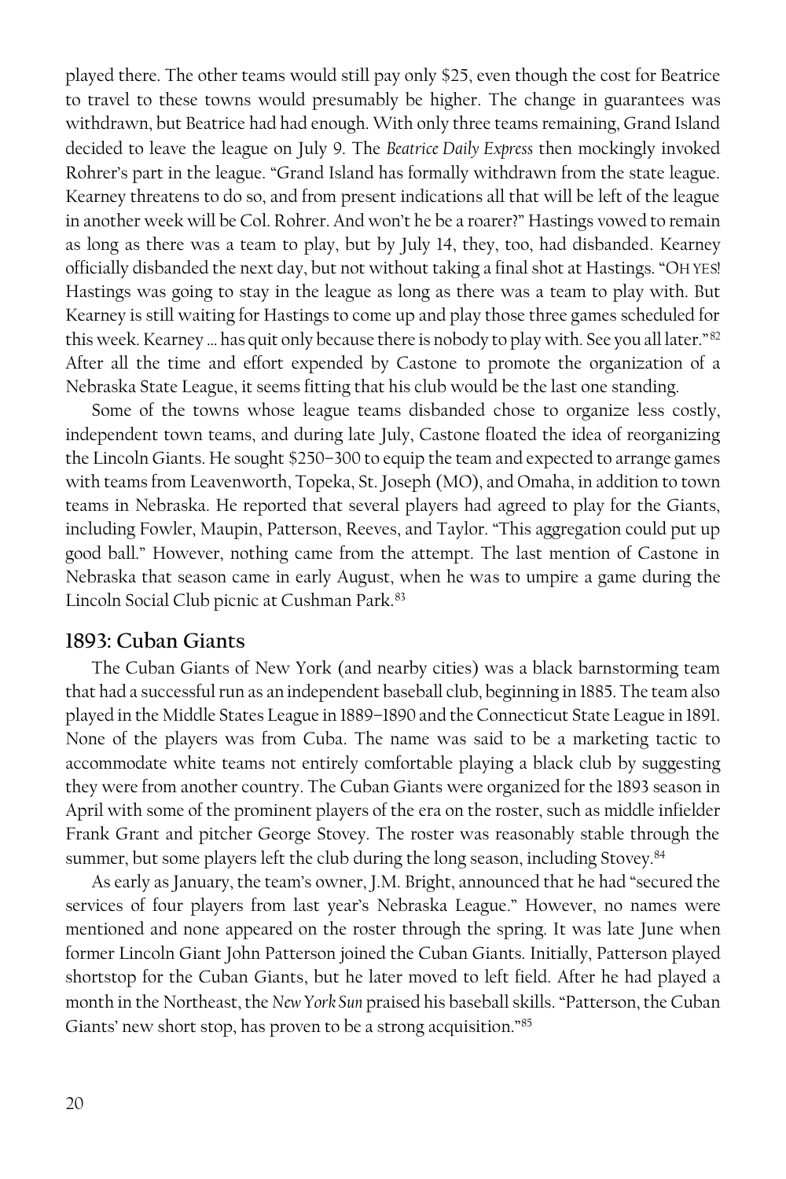played there. The other teams would still pay only $25, even though the cost for Beatrice to travel to these towns would presumably be higher. The change in guarantees was withdrawn, but Beatrice had had enough. With only three teams remaining, Grand Island decided to leave the league on July 9. The *Beatrice Daily Express* then mockingly invoked Rohrer's part in the league. "Grand Island has formally withdrawn from the state league. Kearney threatens to do so, and from present indications all that will be left of the league in another week will be Col. Rohrer. And won't he be a roarer?" Hastings vowed to remain as long as there was a team to play, but by July 14, they, too, had disbanded. Kearney officially disbanded the next day, but not without taking a final shot at Hastings. "OH YES! Hastings was going to stay in the league as long as there was a team to play with. But Kearney is still waiting for Hastings to come up and play those three games scheduled for this week. Kearney … has quit only because there is nobody to play with. See you all later."[82] After all the time and effort expended by Castone to promote the organization of a Nebraska State League, it seems fitting that his club would be the last one standing.

Some of the towns whose league teams disbanded chose to organize less costly, independent town teams, and during late July, Castone floated the idea of reorganizing the Lincoln Giants. He sought $250–300 to equip the team and expected to arrange games with teams from Leavenworth, Topeka, St. Joseph (MO), and Omaha, in addition to town teams in Nebraska. He reported that several players had agreed to play for the Giants, including Fowler, Maupin, Patterson, Reeves, and Taylor. "This aggregation could put up good ball." However, nothing came from the attempt. The last mention of Castone in Nebraska that season came in early August, when he was to umpire a game during the Lincoln Social Club picnic at Cushman Park.[83]

## 1893: Cuban Giants

The Cuban Giants of New York (and nearby cities) was a black barnstorming team that had a successful run as an independent baseball club, beginning in 1885. The team also played in the Middle States League in 1889–1890 and the Connecticut State League in 1891. None of the players was from Cuba. The name was said to be a marketing tactic to accommodate white teams not entirely comfortable playing a black club by suggesting they were from another country. The Cuban Giants were organized for the 1893 season in April with some of the prominent players of the era on the roster, such as middle infielder Frank Grant and pitcher George Stovey. The roster was reasonably stable through the summer, but some players left the club during the long season, including Stovey.[84]

As early as January, the team's owner, J.M. Bright, announced that he had "secured the services of four players from last year's Nebraska League." However, no names were mentioned and none appeared on the roster through the spring. It was late June when former Lincoln Giant John Patterson joined the Cuban Giants. Initially, Patterson played shortstop for the Cuban Giants, but he later moved to left field. After he had played a month in the Northeast, the *New York Sun* praised his baseball skills. "Patterson, the Cuban Giants' new short stop, has proven to be a strong acquisition."[85]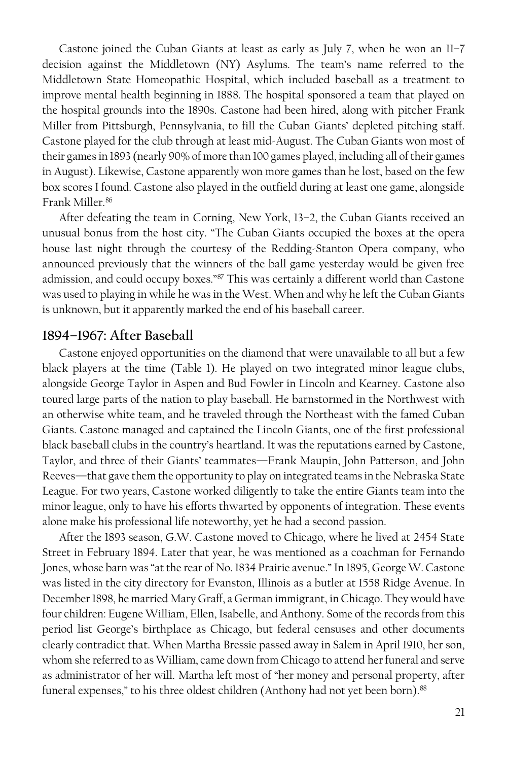Castone joined the Cuban Giants at least as early as July 7, when he won an 11–7 decision against the Middletown (NY) Asylums. The team's name referred to the Middletown State Homeopathic Hospital, which included baseball as a treatment to improve mental health beginning in 1888. The hospital sponsored a team that played on the hospital grounds into the 1890s. Castone had been hired, along with pitcher Frank Miller from Pittsburgh, Pennsylvania, to fill the Cuban Giants' depleted pitching staff. Castone played for the club through at least mid-August. The Cuban Giants won most of their games in 1893 (nearly 90% of more than 100 games played, including all of their games in August). Likewise, Castone apparently won more games than he lost, based on the few box scores I found. Castone also played in the outfield during at least one game, alongside Frank Miller.[86]

After defeating the team in Corning, New York, 13–2, the Cuban Giants received an unusual bonus from the host city. "The Cuban Giants occupied the boxes at the opera house last night through the courtesy of the Redding-Stanton Opera company, who announced previously that the winners of the ball game yesterday would be given free admission, and could occupy boxes."[87] This was certainly a different world than Castone was used to playing in while he was in the West. When and why he left the Cuban Giants is unknown, but it apparently marked the end of his baseball career.

## 1894–1967: After Baseball

Castone enjoyed opportunities on the diamond that were unavailable to all but a few black players at the time (Table 1). He played on two integrated minor league clubs, alongside George Taylor in Aspen and Bud Fowler in Lincoln and Kearney. Castone also toured large parts of the nation to play baseball. He barnstormed in the Northwest with an otherwise white team, and he traveled through the Northeast with the famed Cuban Giants. Castone managed and captained the Lincoln Giants, one of the first professional black baseball clubs in the country's heartland. It was the reputations earned by Castone, Taylor, and three of their Giants' teammates—Frank Maupin, John Patterson, and John Reeves—that gave them the opportunity to play on integrated teams in the Nebraska State League. For two years, Castone worked diligently to take the entire Giants team into the minor league, only to have his efforts thwarted by opponents of integration. These events alone make his professional life noteworthy, yet he had a second passion.

After the 1893 season, G.W. Castone moved to Chicago, where he lived at 2454 State Street in February 1894. Later that year, he was mentioned as a coachman for Fernando Jones, whose barn was "at the rear of No. 1834 Prairie avenue." In 1895, George W. Castone was listed in the city directory for Evanston, Illinois as a butler at 1558 Ridge Avenue. In December 1898, he married Mary Graff, a German immigrant, in Chicago. They would have four children: Eugene William, Ellen, Isabelle, and Anthony. Some of the records from this period list George's birthplace as Chicago, but federal censuses and other documents clearly contradict that. When Martha Bressie passed away in Salem in April 1910, her son, whom she referred to as William, came down from Chicago to attend her funeral and serve as administrator of her will. Martha left most of "her money and personal property, after funeral expenses," to his three oldest children (Anthony had not yet been born).[88]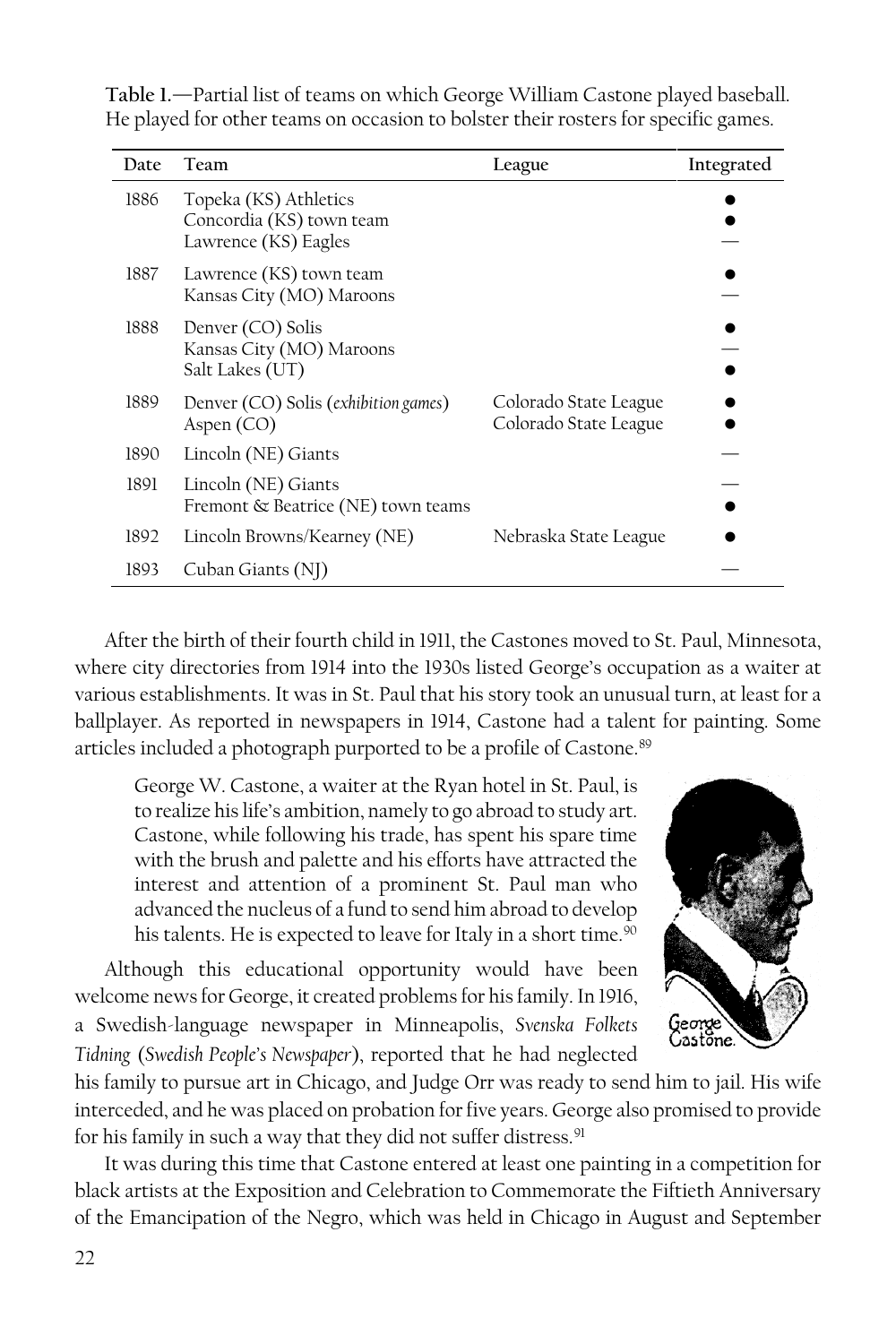**Table 1.**—Partial list of teams on which George William Castone played baseball. He played for other teams on occasion to bolster their rosters for specific games.

| Date | Team | League | Integrated |
|---|---|---|---|
| 1886 | Topeka (KS) Athletics | | ● |
| | Concordia (KS) town team | | ● |
| | Lawrence (KS) Eagles | | — |
| 1887 | Lawrence (KS) town team | | ● |
| | Kansas City (MO) Maroons | | — |
| 1888 | Denver (CO) Solis | | ● |
| | Kansas City (MO) Maroons | | — |
| | Salt Lakes (UT) | | ● |
| 1889 | Denver (CO) Solis (*exhibition games*) | Colorado State League | ● |
| | Aspen (CO) | Colorado State League | ● |
| 1890 | Lincoln (NE) Giants | | — |
| 1891 | Lincoln (NE) Giants | | — |
| | Fremont & Beatrice (NE) town teams | | ● |
| 1892 | Lincoln Browns/Kearney (NE) | Nebraska State League | ● |
| 1893 | Cuban Giants (NJ) | | — |

After the birth of their fourth child in 1911, the Castones moved to St. Paul, Minnesota, where city directories from 1914 into the 1930s listed George's occupation as a waiter at various establishments. It was in St. Paul that his story took an unusual turn, at least for a ballplayer. As reported in newspapers in 1914, Castone had a talent for painting. Some articles included a photograph purported to be a profile of Castone.[89]

> George W. Castone, a waiter at the Ryan hotel in St. Paul, is to realize his life's ambition, namely to go abroad to study art. Castone, while following his trade, has spent his spare time with the brush and palette and his efforts have attracted the interest and attention of a prominent St. Paul man who advanced the nucleus of a fund to send him abroad to develop his talents. He is expected to leave for Italy in a short time.[90]

George Castone.

Although this educational opportunity would have been welcome news for George, it created problems for his family. In 1916, a Swedish-language newspaper in Minneapolis, *Svenska Folkets Tidning* (*Swedish People's Newspaper*), reported that he had neglected his family to pursue art in Chicago, and Judge Orr was ready to send him to jail. His wife interceded, and he was placed on probation for five years. George also promised to provide for his family in such a way that they did not suffer distress.[91]

It was during this time that Castone entered at least one painting in a competition for black artists at the Exposition and Celebration to Commemorate the Fiftieth Anniversary of the Emancipation of the Negro, which was held in Chicago in August and September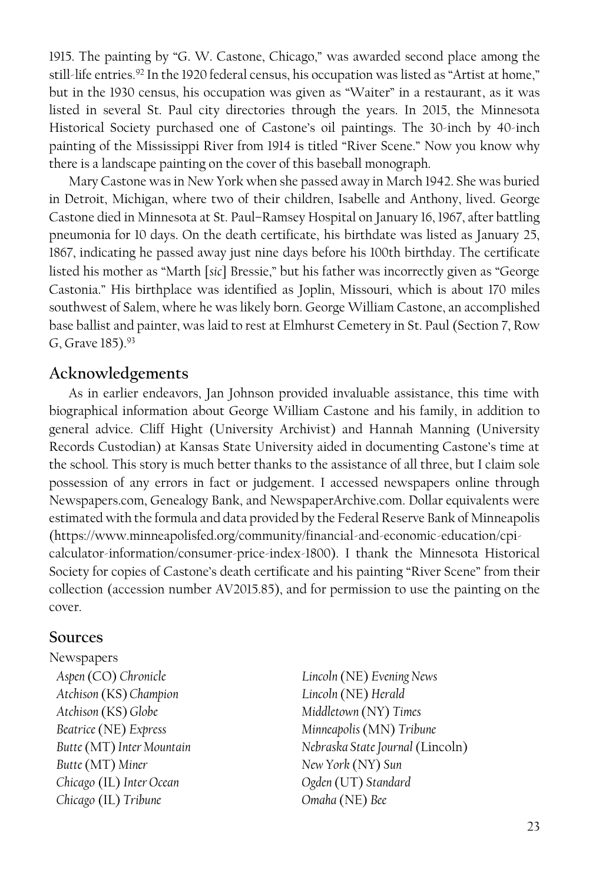1915. The painting by "G. W. Castone, Chicago," was awarded second place among the still-life entries.[92] In the 1920 federal census, his occupation was listed as "Artist at home," but in the 1930 census, his occupation was given as "Waiter" in a restaurant, as it was listed in several St. Paul city directories through the years. In 2015, the Minnesota Historical Society purchased one of Castone's oil paintings. The 30-inch by 40-inch painting of the Mississippi River from 1914 is titled "River Scene." Now you know why there is a landscape painting on the cover of this baseball monograph.

Mary Castone was in New York when she passed away in March 1942. She was buried in Detroit, Michigan, where two of their children, Isabelle and Anthony, lived. George Castone died in Minnesota at St. Paul–Ramsey Hospital on January 16, 1967, after battling pneumonia for 10 days. On the death certificate, his birthdate was listed as January 25, 1867, indicating he passed away just nine days before his 100th birthday. The certificate listed his mother as "Marth [*sic*] Bressie," but his father was incorrectly given as "George Castonia." His birthplace was identified as Joplin, Missouri, which is about 170 miles southwest of Salem, where he was likely born. George William Castone, an accomplished base ballist and painter, was laid to rest at Elmhurst Cemetery in St. Paul (Section 7, Row G, Grave 185).[93]

## Acknowledgements

As in earlier endeavors, Jan Johnson provided invaluable assistance, this time with biographical information about George William Castone and his family, in addition to general advice. Cliff Hight (University Archivist) and Hannah Manning (University Records Custodian) at Kansas State University aided in documenting Castone's time at the school. This story is much better thanks to the assistance of all three, but I claim sole possession of any errors in fact or judgement. I accessed newspapers online through Newspapers.com, Genealogy Bank, and NewspaperArchive.com. Dollar equivalents were estimated with the formula and data provided by the Federal Reserve Bank of Minneapolis (https://www.minneapolisfed.org/community/financial-and-economic-education/cpi-calculator-information/consumer-price-index-1800). I thank the Minnesota Historical Society for copies of Castone's death certificate and his painting "River Scene" from their collection (accession number AV2015.85), and for permission to use the painting on the cover.

## Sources

Newspapers

*Aspen* (CO) *Chronicle*
*Atchison* (KS) *Champion*
*Atchison* (KS) *Globe*
*Beatrice* (NE) *Express*
*Butte* (MT) *Inter Mountain*
*Butte* (MT) *Miner*
*Chicago* (IL) *Inter Ocean*
*Chicago* (IL) *Tribune*
*Lincoln* (NE) *Evening News*
*Lincoln* (NE) *Herald*
*Middletown* (NY) *Times*
*Minneapolis* (MN) *Tribune*
*Nebraska State Journal* (Lincoln)
*New York* (NY) *Sun*
*Ogden* (UT) *Standard*
*Omaha* (NE) *Bee*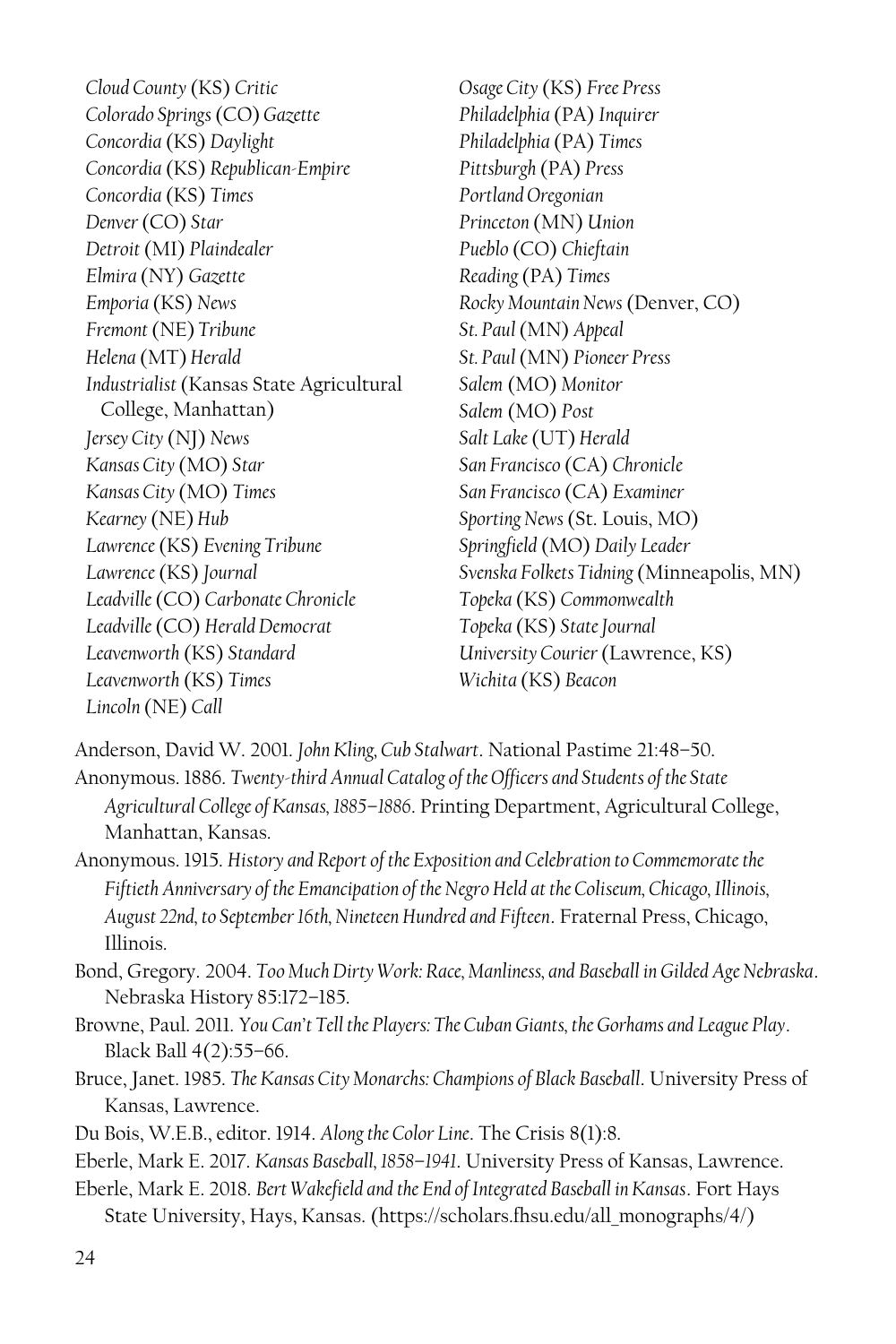*Cloud County* (KS) *Critic*
*Colorado Springs* (CO) *Gazette*
*Concordia* (KS) *Daylight*
*Concordia* (KS) *Republican-Empire*
*Concordia* (KS) *Times*
*Denver* (CO) *Star*
*Detroit* (MI) *Plaindealer*
*Elmira* (NY) *Gazette*
*Emporia* (KS) *News*
*Fremont* (NE) *Tribune*
*Helena* (MT) *Herald*
*Industrialist* (Kansas State Agricultural College, Manhattan)
*Jersey City* (NJ) *News*
*Kansas City* (MO) *Star*
*Kansas City* (MO) *Times*
*Kearney* (NE) *Hub*
*Lawrence* (KS) *Evening Tribune*
*Lawrence* (KS) *Journal*
*Leadville* (CO) *Carbonate Chronicle*
*Leadville* (CO) *Herald Democrat*
*Leavenworth* (KS) *Standard*
*Leavenworth* (KS) *Times*
*Lincoln* (NE) *Call*
*Osage City* (KS) *Free Press*
*Philadelphia* (PA) *Inquirer*
*Philadelphia* (PA) *Times*
*Pittsburgh* (PA) *Press*
*Portland Oregonian*
*Princeton* (MN) *Union*
*Pueblo* (CO) *Chieftain*
*Reading* (PA) *Times*
*Rocky Mountain News* (Denver, CO)
*St. Paul* (MN) *Appeal*
*St. Paul* (MN) *Pioneer Press*
*Salem* (MO) *Monitor*
*Salem* (MO) *Post*
*Salt Lake* (UT) *Herald*
*San Francisco* (CA) *Chronicle*
*San Francisco* (CA) *Examiner*
*Sporting News* (St. Louis, MO)
*Springfield* (MO) *Daily Leader*
*Svenska Folkets Tidning* (Minneapolis, MN)
*Topeka* (KS) *Commonwealth*
*Topeka* (KS) *State Journal*
*University Courier* (Lawrence, KS)
*Wichita* (KS) *Beacon*

Anderson, David W. 2001. *John Kling, Cub Stalwart*. National Pastime 21:48–50.

Anonymous. 1886. *Twenty-third Annual Catalog of the Officers and Students of the State Agricultural College of Kansas, 1885–1886*. Printing Department, Agricultural College, Manhattan, Kansas.

Anonymous. 1915. *History and Report of the Exposition and Celebration to Commemorate the Fiftieth Anniversary of the Emancipation of the Negro Held at the Coliseum, Chicago, Illinois, August 22nd, to September 16th, Nineteen Hundred and Fifteen*. Fraternal Press, Chicago, Illinois.

Bond, Gregory. 2004. *Too Much Dirty Work: Race, Manliness, and Baseball in Gilded Age Nebraska*. Nebraska History 85:172–185.

Browne, Paul. 2011. *You Can't Tell the Players: The Cuban Giants, the Gorhams and League Play*. Black Ball 4(2):55–66.

Bruce, Janet. 1985. *The Kansas City Monarchs: Champions of Black Baseball*. University Press of Kansas, Lawrence.

Du Bois, W.E.B., editor. 1914. *Along the Color Line*. The Crisis 8(1):8.

Eberle, Mark E. 2017. *Kansas Baseball, 1858–1941*. University Press of Kansas, Lawrence.

Eberle, Mark E. 2018. *Bert Wakefield and the End of Integrated Baseball in Kansas*. Fort Hays State University, Hays, Kansas. (https://scholars.fhsu.edu/all_monographs/4/)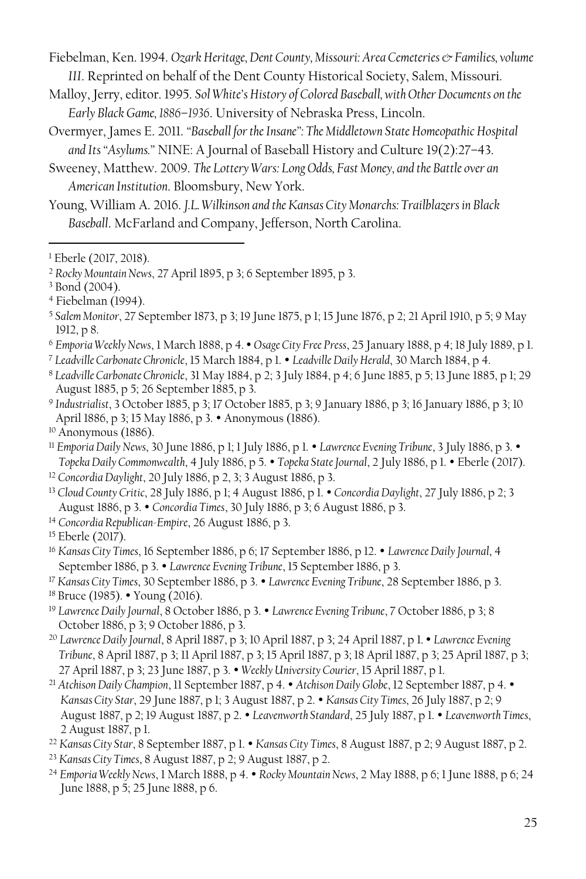Fiebelman, Ken. 1994. *Ozark Heritage, Dent County, Missouri: Area Cemeteries & Families, volume III*. Reprinted on behalf of the Dent County Historical Society, Salem, Missouri.

Malloy, Jerry, editor. 1995. *Sol White's History of Colored Baseball, with Other Documents on the Early Black Game, 1886–1936*. University of Nebraska Press, Lincoln.

Overmyer, James E. 2011. *"Baseball for the Insane": The Middletown State Homeopathic Hospital and Its "Asylums."* NINE: A Journal of Baseball History and Culture 19(2):27–43.

Sweeney, Matthew. 2009. *The Lottery Wars: Long Odds, Fast Money, and the Battle over an American Institution*. Bloomsbury, New York.

Young, William A. 2016. *J.L. Wilkinson and the Kansas City Monarchs: Trailblazers in Black Baseball*. McFarland and Company, Jefferson, North Carolina.

---

[1] Eberle (2017, 2018).

[2] *Rocky Mountain News*, 27 April 1895, p 3; 6 September 1895, p 3.

[3] Bond (2004).

[4] Fiebelman (1994).

[5] *Salem Monitor*, 27 September 1873, p 3; 19 June 1875, p 1; 15 June 1876, p 2; 21 April 1910, p 5; 9 May 1912, p 8.

[6] *Emporia Weekly News*, 1 March 1888, p 4. • *Osage City Free Press*, 25 January 1888, p 4; 18 July 1889, p 1.

[7] *Leadville Carbonate Chronicle*, 15 March 1884, p 1. • *Leadville Daily Herald*, 30 March 1884, p 4.

[8] *Leadville Carbonate Chronicle*, 31 May 1884, p 2; 3 July 1884, p 4; 6 June 1885, p 5; 13 June 1885, p 1; 29 August 1885, p 5; 26 September 1885, p 3.

[9] *Industrialist*, 3 October 1885, p 3; 17 October 1885, p 3; 9 January 1886, p 3; 16 January 1886, p 3; 10 April 1886, p 3; 15 May 1886, p 3. • Anonymous (1886).

[10] Anonymous (1886).

[11] *Emporia Daily News*, 30 June 1886, p 1; 1 July 1886, p 1. • *Lawrence Evening Tribune*, 3 July 1886, p 3. • *Topeka Daily Commonwealth*, 4 July 1886, p 5. • *Topeka State Journal*, 2 July 1886, p 1. • Eberle (2017).

[12] *Concordia Daylight*, 20 July 1886, p 2, 3; 3 August 1886, p 3.

[13] *Cloud County Critic*, 28 July 1886, p 1; 4 August 1886, p 1. • *Concordia Daylight*, 27 July 1886, p 2; 3 August 1886, p 3. • *Concordia Times*, 30 July 1886, p 3; 6 August 1886, p 3.

[14] *Concordia Republican-Empire*, 26 August 1886, p 3.

[15] Eberle (2017).

[16] *Kansas City Times*, 16 September 1886, p 6; 17 September 1886, p 12. • *Lawrence Daily Journal*, 4 September 1886, p 3. • *Lawrence Evening Tribune*, 15 September 1886, p 3.

[17] *Kansas City Times*, 30 September 1886, p 3. • *Lawrence Evening Tribune*, 28 September 1886, p 3.

[18] Bruce (1985). • Young (2016).

[19] *Lawrence Daily Journal*, 8 October 1886, p 3. • *Lawrence Evening Tribune*, 7 October 1886, p 3; 8 October 1886, p 3; 9 October 1886, p 3.

[20] *Lawrence Daily Journal*, 8 April 1887, p 3; 10 April 1887, p 3; 24 April 1887, p 1. • *Lawrence Evening Tribune*, 8 April 1887, p 3; 11 April 1887, p 3; 15 April 1887, p 3; 18 April 1887, p 3; 25 April 1887, p 3; 27 April 1887, p 3; 23 June 1887, p 3. • *Weekly University Courier*, 15 April 1887, p 1.

[21] *Atchison Daily Champion*, 11 September 1887, p 4. • *Atchison Daily Globe*, 12 September 1887, p 4. • *Kansas City Star*, 29 June 1887, p 1; 3 August 1887, p 2. • *Kansas City Times*, 26 July 1887, p 2; 9 August 1887, p 2; 19 August 1887, p 2. • *Leavenworth Standard*, 25 July 1887, p 1. • *Leavenworth Times*, 2 August 1887, p 1.

[22] *Kansas City Star*, 8 September 1887, p 1. • *Kansas City Times*, 8 August 1887, p 2; 9 August 1887, p 2.

[23] *Kansas City Times*, 8 August 1887, p 2; 9 August 1887, p 2.

[24] *Emporia Weekly News*, 1 March 1888, p 4. • *Rocky Mountain News*, 2 May 1888, p 6; 1 June 1888, p 6; 24 June 1888, p 5; 25 June 1888, p 6.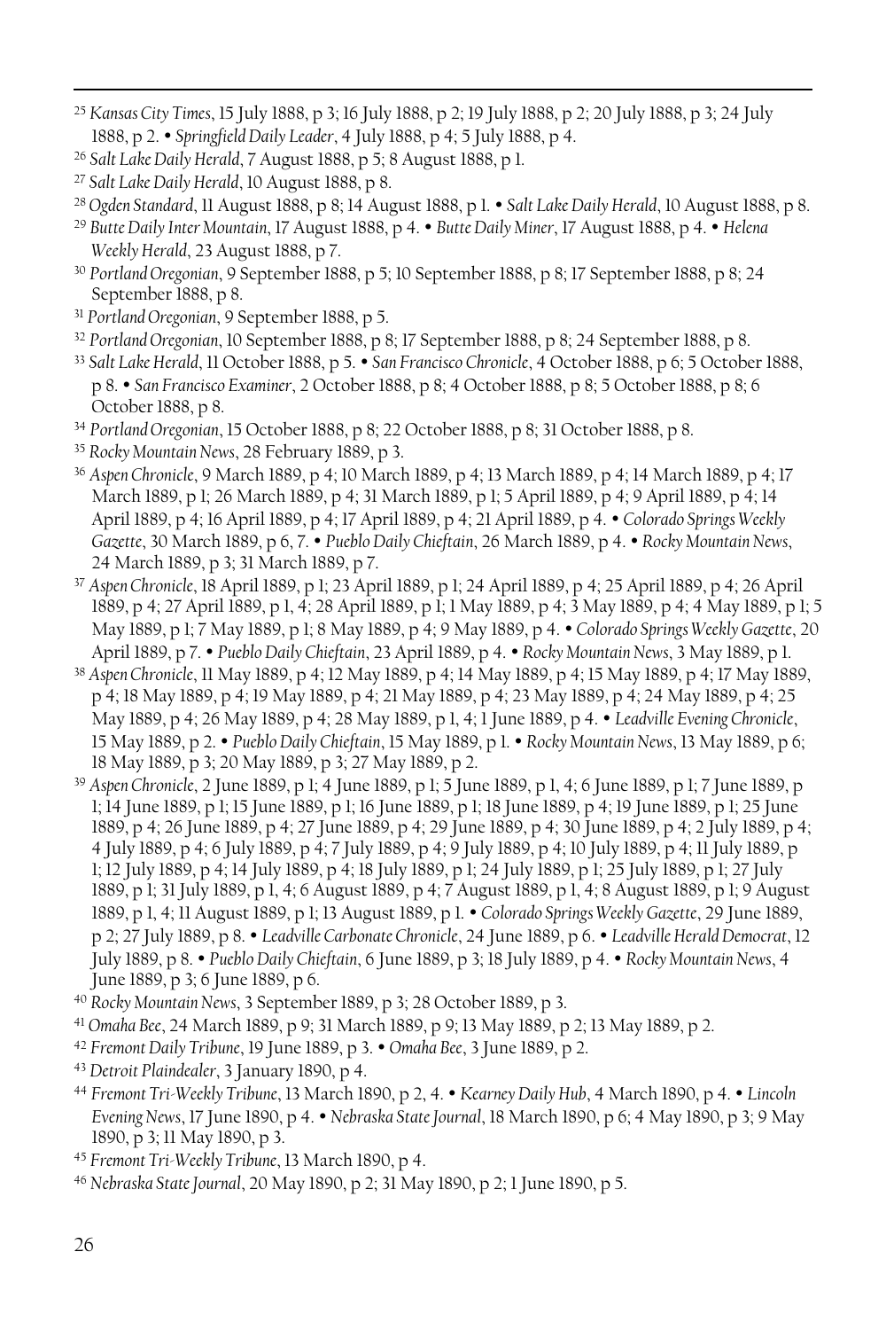[25] *Kansas City Times*, 15 July 1888, p 3; 16 July 1888, p 2; 19 July 1888, p 2; 20 July 1888, p 3; 24 July 1888, p 2. • *Springfield Daily Leader*, 4 July 1888, p 4; 5 July 1888, p 4.

[26] *Salt Lake Daily Herald*, 7 August 1888, p 5; 8 August 1888, p 1.

[27] *Salt Lake Daily Herald*, 10 August 1888, p 8.

[28] *Ogden Standard*, 11 August 1888, p 8; 14 August 1888, p 1. • *Salt Lake Daily Herald*, 10 August 1888, p 8.

[29] *Butte Daily Inter Mountain*, 17 August 1888, p 4. • *Butte Daily Miner*, 17 August 1888, p 4. • *Helena Weekly Herald*, 23 August 1888, p 7.

[30] *Portland Oregonian*, 9 September 1888, p 5; 10 September 1888, p 8; 17 September 1888, p 8; 24 September 1888, p 8.

[31] *Portland Oregonian*, 9 September 1888, p 5.

[32] *Portland Oregonian*, 10 September 1888, p 8; 17 September 1888, p 8; 24 September 1888, p 8.

[33] *Salt Lake Herald*, 11 October 1888, p 5. • *San Francisco Chronicle*, 4 October 1888, p 6; 5 October 1888, p 8. • *San Francisco Examiner*, 2 October 1888, p 8; 4 October 1888, p 8; 5 October 1888, p 8; 6 October 1888, p 8.

[34] *Portland Oregonian*, 15 October 1888, p 8; 22 October 1888, p 8; 31 October 1888, p 8.

[35] *Rocky Mountain News*, 28 February 1889, p 3.

[36] *Aspen Chronicle*, 9 March 1889, p 4; 10 March 1889, p 4; 13 March 1889, p 4; 14 March 1889, p 4; 17 March 1889, p 1; 26 March 1889, p 4; 31 March 1889, p 1; 5 April 1889, p 4; 9 April 1889, p 4; 14 April 1889, p 4; 16 April 1889, p 4; 17 April 1889, p 4; 21 April 1889, p 4. • *Colorado Springs Weekly Gazette*, 30 March 1889, p 6, 7. • *Pueblo Daily Chieftain*, 26 March 1889, p 4. • *Rocky Mountain News*, 24 March 1889, p 3; 31 March 1889, p 7.

[37] *Aspen Chronicle*, 18 April 1889, p 1; 23 April 1889, p 1; 24 April 1889, p 4; 25 April 1889, p 4; 26 April 1889, p 4; 27 April 1889, p 1, 4; 28 April 1889, p 1; 1 May 1889, p 4; 3 May 1889, p 4; 4 May 1889, p 1; 5 May 1889, p 1; 7 May 1889, p 1; 8 May 1889, p 4; 9 May 1889, p 4. • *Colorado Springs Weekly Gazette*, 20 April 1889, p 7. • *Pueblo Daily Chieftain*, 23 April 1889, p 4. • *Rocky Mountain News*, 3 May 1889, p 1.

[38] *Aspen Chronicle*, 11 May 1889, p 4; 12 May 1889, p 4; 14 May 1889, p 4; 15 May 1889, p 4; 17 May 1889, p 4; 18 May 1889, p 4; 19 May 1889, p 4; 21 May 1889, p 4; 23 May 1889, p 4; 24 May 1889, p 4; 25 May 1889, p 4; 26 May 1889, p 4; 28 May 1889, p 1, 4; 1 June 1889, p 4. • *Leadville Evening Chronicle*, 15 May 1889, p 2. • *Pueblo Daily Chieftain*, 15 May 1889, p 1. • *Rocky Mountain News*, 13 May 1889, p 6; 18 May 1889, p 3; 20 May 1889, p 3; 27 May 1889, p 2.

[39] *Aspen Chronicle*, 2 June 1889, p 1; 4 June 1889, p 1; 5 June 1889, p 1, 4; 6 June 1889, p 1; 7 June 1889, p 1; 14 June 1889, p 1; 15 June 1889, p 1; 16 June 1889, p 1; 18 June 1889, p 4; 19 June 1889, p 1; 25 June 1889, p 4; 26 June 1889, p 4; 27 June 1889, p 4; 29 June 1889, p 4; 30 June 1889, p 4; 2 July 1889, p 4; 4 July 1889, p 4; 6 July 1889, p 4; 7 July 1889, p 4; 9 July 1889, p 4; 10 July 1889, p 4; 11 July 1889, p 1; 12 July 1889, p 4; 14 July 1889, p 4; 18 July 1889, p 1; 24 July 1889, p 1; 25 July 1889, p 1; 27 July 1889, p 1; 31 July 1889, p 1, 4; 6 August 1889, p 4; 7 August 1889, p 1, 4; 8 August 1889, p 1; 9 August 1889, p 1, 4; 11 August 1889, p 1; 13 August 1889, p 1. • *Colorado Springs Weekly Gazette*, 29 June 1889, p 2; 27 July 1889, p 8. • *Leadville Carbonate Chronicle*, 24 June 1889, p 6. • *Leadville Herald Democrat*, 12 July 1889, p 8. • *Pueblo Daily Chieftain*, 6 June 1889, p 3; 18 July 1889, p 4. • *Rocky Mountain News*, 4 June 1889, p 3; 6 June 1889, p 6.

[40] *Rocky Mountain News*, 3 September 1889, p 3; 28 October 1889, p 3.

[41] *Omaha Bee*, 24 March 1889, p 9; 31 March 1889, p 9; 13 May 1889, p 2; 13 May 1889, p 2.

[42] *Fremont Daily Tribune*, 19 June 1889, p 3. • *Omaha Bee*, 3 June 1889, p 2.

[43] *Detroit Plaindealer*, 3 January 1890, p 4.

[44] *Fremont Tri-Weekly Tribune*, 13 March 1890, p 2, 4. • *Kearney Daily Hub*, 4 March 1890, p 4. • *Lincoln Evening News*, 17 June 1890, p 4. • *Nebraska State Journal*, 18 March 1890, p 6; 4 May 1890, p 3; 9 May 1890, p 3; 11 May 1890, p 3.

[45] *Fremont Tri-Weekly Tribune*, 13 March 1890, p 4.

[46] *Nebraska State Journal*, 20 May 1890, p 2; 31 May 1890, p 2; 1 June 1890, p 5.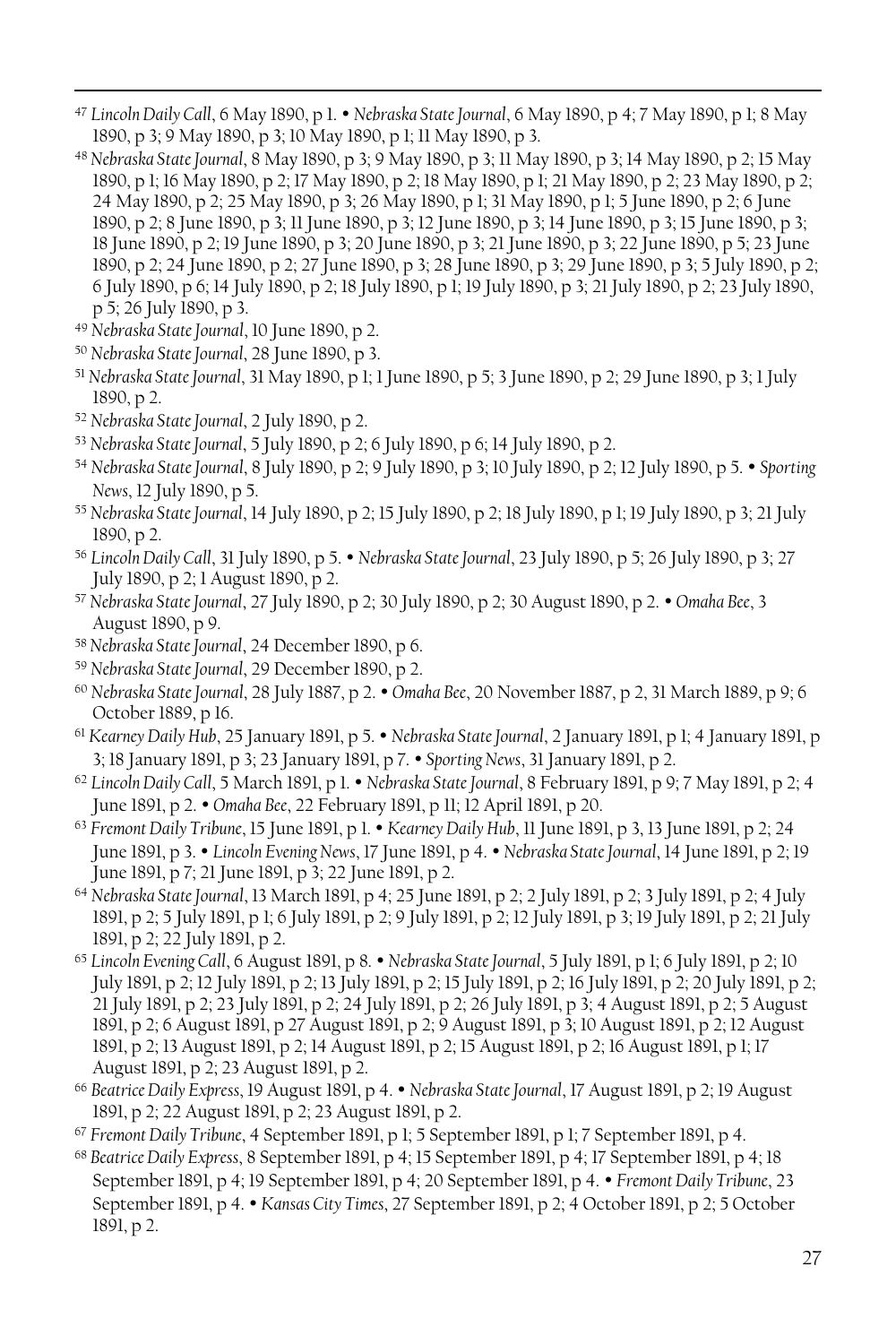[47] *Lincoln Daily Call*, 6 May 1890, p 1. • *Nebraska State Journal*, 6 May 1890, p 4; 7 May 1890, p 1; 8 May 1890, p 3; 9 May 1890, p 3; 10 May 1890, p 1; 11 May 1890, p 3.

[48] *Nebraska State Journal*, 8 May 1890, p 3; 9 May 1890, p 3; 11 May 1890, p 3; 14 May 1890, p 2; 15 May 1890, p 1; 16 May 1890, p 2; 17 May 1890, p 2; 18 May 1890, p 1; 21 May 1890, p 2; 23 May 1890, p 2; 24 May 1890, p 2; 25 May 1890, p 3; 26 May 1890, p 1; 31 May 1890, p 1; 5 June 1890, p 2; 6 June 1890, p 2; 8 June 1890, p 3; 11 June 1890, p 3; 12 June 1890, p 3; 14 June 1890, p 3; 15 June 1890, p 3; 18 June 1890, p 2; 19 June 1890, p 3; 20 June 1890, p 3; 21 June 1890, p 3; 22 June 1890, p 5; 23 June 1890, p 2; 24 June 1890, p 2; 27 June 1890, p 3; 28 June 1890, p 3; 29 June 1890, p 3; 5 July 1890, p 2; 6 July 1890, p 6; 14 July 1890, p 2; 18 July 1890, p 1; 19 July 1890, p 3; 21 July 1890, p 2; 23 July 1890, p 5; 26 July 1890, p 3.

[49] *Nebraska State Journal*, 10 June 1890, p 2.

[50] *Nebraska State Journal*, 28 June 1890, p 3.

[51] *Nebraska State Journal*, 31 May 1890, p 1; 1 June 1890, p 5; 3 June 1890, p 2; 29 June 1890, p 3; 1 July 1890, p 2.

[52] *Nebraska State Journal*, 2 July 1890, p 2.

[53] *Nebraska State Journal*, 5 July 1890, p 2; 6 July 1890, p 6; 14 July 1890, p 2.

[54] *Nebraska State Journal*, 8 July 1890, p 2; 9 July 1890, p 3; 10 July 1890, p 2; 12 July 1890, p 5. • *Sporting News*, 12 July 1890, p 5.

[55] *Nebraska State Journal*, 14 July 1890, p 2; 15 July 1890, p 2; 18 July 1890, p 1; 19 July 1890, p 3; 21 July 1890, p 2.

[56] *Lincoln Daily Call*, 31 July 1890, p 5. • *Nebraska State Journal*, 23 July 1890, p 5; 26 July 1890, p 3; 27 July 1890, p 2; 1 August 1890, p 2.

[57] *Nebraska State Journal*, 27 July 1890, p 2; 30 July 1890, p 2; 30 August 1890, p 2. • *Omaha Bee*, 3 August 1890, p 9.

[58] *Nebraska State Journal*, 24 December 1890, p 6.

[59] *Nebraska State Journal*, 29 December 1890, p 2.

[60] *Nebraska State Journal*, 28 July 1887, p 2. • *Omaha Bee*, 20 November 1887, p 2, 31 March 1889, p 9; 6 October 1889, p 16.

[61] *Kearney Daily Hub*, 25 January 1891, p 5. • *Nebraska State Journal*, 2 January 1891, p 1; 4 January 1891, p 3; 18 January 1891, p 3; 23 January 1891, p 7. • *Sporting News*, 31 January 1891, p 2.

[62] *Lincoln Daily Call*, 5 March 1891, p 1. • *Nebraska State Journal*, 8 February 1891, p 9; 7 May 1891, p 2; 4 June 1891, p 2. • *Omaha Bee*, 22 February 1891, p 11; 12 April 1891, p 20.

[63] *Fremont Daily Tribune*, 15 June 1891, p 1. • *Kearney Daily Hub*, 11 June 1891, p 3, 13 June 1891, p 2; 24 June 1891, p 3. • *Lincoln Evening News*, 17 June 1891, p 4. • *Nebraska State Journal*, 14 June 1891, p 2; 19 June 1891, p 7; 21 June 1891, p 3; 22 June 1891, p 2.

[64] *Nebraska State Journal*, 13 March 1891, p 4; 25 June 1891, p 2; 2 July 1891, p 2; 3 July 1891, p 2; 4 July 1891, p 2; 5 July 1891, p 1; 6 July 1891, p 2; 9 July 1891, p 2; 12 July 1891, p 3; 19 July 1891, p 2; 21 July 1891, p 2; 22 July 1891, p 2.

[65] *Lincoln Evening Call*, 6 August 1891, p 8. • *Nebraska State Journal*, 5 July 1891, p 1; 6 July 1891, p 2; 10 July 1891, p 2; 12 July 1891, p 2; 13 July 1891, p 2; 15 July 1891, p 2; 16 July 1891, p 2; 20 July 1891, p 2; 21 July 1891, p 2; 23 July 1891, p 2; 24 July 1891, p 2; 26 July 1891, p 3; 4 August 1891, p 2; 5 August 1891, p 2; 6 August 1891, p 27 August 1891, p 2; 9 August 1891, p 3; 10 August 1891, p 2; 12 August 1891, p 2; 13 August 1891, p 2; 14 August 1891, p 2; 15 August 1891, p 2; 16 August 1891, p 1; 17 August 1891, p 2; 23 August 1891, p 2.

[66] *Beatrice Daily Express*, 19 August 1891, p 4. • *Nebraska State Journal*, 17 August 1891, p 2; 19 August 1891, p 2; 22 August 1891, p 2; 23 August 1891, p 2.

[67] *Fremont Daily Tribune*, 4 September 1891, p 1; 5 September 1891, p 1; 7 September 1891, p 4.

[68] *Beatrice Daily Express*, 8 September 1891, p 4; 15 September 1891, p 4; 17 September 1891, p 4; 18 September 1891, p 4; 19 September 1891, p 4; 20 September 1891, p 4. • *Fremont Daily Tribune*, 23 September 1891, p 4. • *Kansas City Times*, 27 September 1891, p 2; 4 October 1891, p 2; 5 October 1891, p 2.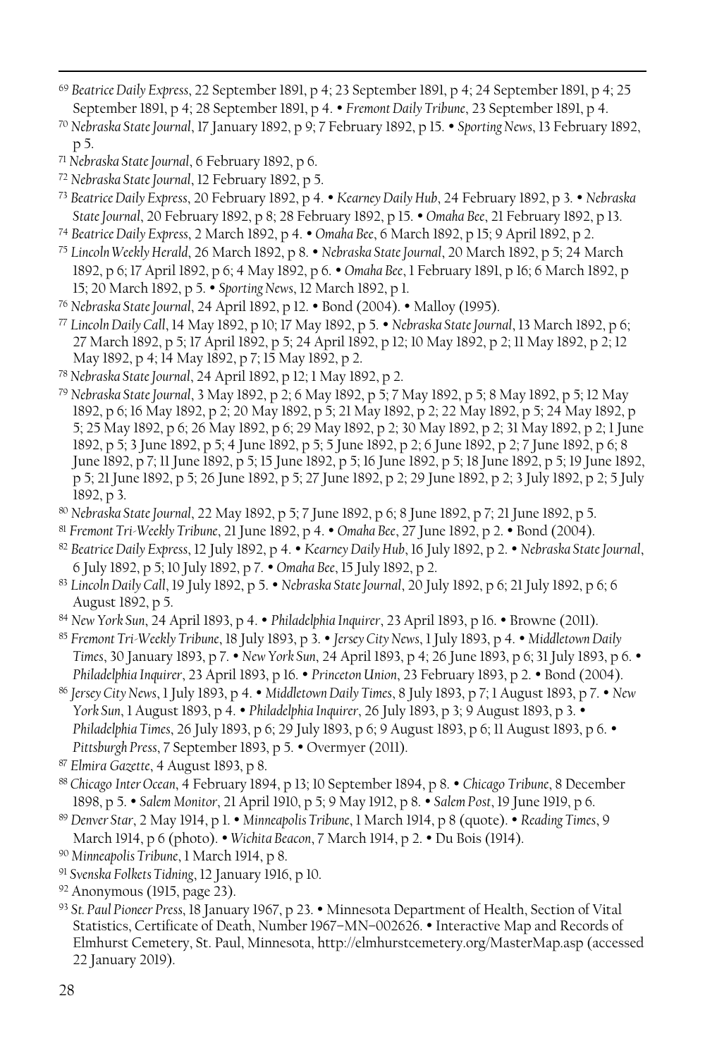[69] *Beatrice Daily Express*, 22 September 1891, p 4; 23 September 1891, p 4; 24 September 1891, p 4; 25 September 1891, p 4; 28 September 1891, p 4. • *Fremont Daily Tribune*, 23 September 1891, p 4.

[70] *Nebraska State Journal*, 17 January 1892, p 9; 7 February 1892, p 15. • *Sporting News*, 13 February 1892, p 5.

[71] *Nebraska State Journal*, 6 February 1892, p 6.

[72] *Nebraska State Journal*, 12 February 1892, p 5.

[73] *Beatrice Daily Express*, 20 February 1892, p 4. • *Kearney Daily Hub*, 24 February 1892, p 3. • *Nebraska State Journal*, 20 February 1892, p 8; 28 February 1892, p 15. • *Omaha Bee*, 21 February 1892, p 13.

[74] *Beatrice Daily Express*, 2 March 1892, p 4. • *Omaha Bee*, 6 March 1892, p 15; 9 April 1892, p 2.

[75] *Lincoln Weekly Herald*, 26 March 1892, p 8. • *Nebraska State Journal*, 20 March 1892, p 5; 24 March 1892, p 6; 17 April 1892, p 6; 4 May 1892, p 6. • *Omaha Bee*, 1 February 1891, p 16; 6 March 1892, p 15; 20 March 1892, p 5. • *Sporting News*, 12 March 1892, p 1.

[76] *Nebraska State Journal*, 24 April 1892, p 12. • Bond (2004). • Malloy (1995).

[77] *Lincoln Daily Call*, 14 May 1892, p 10; 17 May 1892, p 5. • *Nebraska State Journal*, 13 March 1892, p 6; 27 March 1892, p 5; 17 April 1892, p 5; 24 April 1892, p 12; 10 May 1892, p 2; 11 May 1892, p 2; 12 May 1892, p 4; 14 May 1892, p 7; 15 May 1892, p 2.

[78] *Nebraska State Journal*, 24 April 1892, p 12; 1 May 1892, p 2.

[79] *Nebraska State Journal*, 3 May 1892, p 2; 6 May 1892, p 5; 7 May 1892, p 5; 8 May 1892, p 5; 12 May 1892, p 6; 16 May 1892, p 2; 20 May 1892, p 5; 21 May 1892, p 2; 22 May 1892, p 5; 24 May 1892, p 5; 25 May 1892, p 6; 26 May 1892, p 6; 29 May 1892, p 2; 30 May 1892, p 2; 31 May 1892, p 2; 1 June 1892, p 5; 3 June 1892, p 5; 4 June 1892, p 5; 5 June 1892, p 2; 6 June 1892, p 2; 7 June 1892, p 6; 8 June 1892, p 7; 11 June 1892, p 5; 15 June 1892, p 5; 16 June 1892, p 5; 18 June 1892, p 5; 19 June 1892, p 5; 21 June 1892, p 5; 26 June 1892, p 5; 27 June 1892, p 2; 29 June 1892, p 2; 3 July 1892, p 2; 5 July 1892, p 3.

[80] *Nebraska State Journal*, 22 May 1892, p 5; 7 June 1892, p 6; 8 June 1892, p 7; 21 June 1892, p 5.

[81] *Fremont Tri-Weekly Tribune*, 21 June 1892, p 4. • *Omaha Bee*, 27 June 1892, p 2. • Bond (2004).

[82] *Beatrice Daily Express*, 12 July 1892, p 4. • *Kearney Daily Hub*, 16 July 1892, p 2. • *Nebraska State Journal*, 6 July 1892, p 5; 10 July 1892, p 7. • *Omaha Bee*, 15 July 1892, p 2.

[83] *Lincoln Daily Call*, 19 July 1892, p 5. • *Nebraska State Journal*, 20 July 1892, p 6; 21 July 1892, p 6; 6 August 1892, p 5.

[84] *New York Sun*, 24 April 1893, p 4. • *Philadelphia Inquirer*, 23 April 1893, p 16. • Browne (2011).

[85] *Fremont Tri-Weekly Tribune*, 18 July 1893, p 3. • *Jersey City News*, 1 July 1893, p 4. • *Middletown Daily Times*, 30 January 1893, p 7. • *New York Sun*, 24 April 1893, p 4; 26 June 1893, p 6; 31 July 1893, p 6. • *Philadelphia Inquirer*, 23 April 1893, p 16. • *Princeton Union*, 23 February 1893, p 2. • Bond (2004).

[86] *Jersey City News*, 1 July 1893, p 4. • *Middletown Daily Times*, 8 July 1893, p 7; 1 August 1893, p 7. • *New York Sun*, 1 August 1893, p 4. • *Philadelphia Inquirer*, 26 July 1893, p 3; 9 August 1893, p 3. • *Philadelphia Times*, 26 July 1893, p 6; 29 July 1893, p 6; 9 August 1893, p 6; 11 August 1893, p 6. • *Pittsburgh Press*, 7 September 1893, p 5. • Overmyer (2011).

[87] *Elmira Gazette*, 4 August 1893, p 8.

[88] *Chicago Inter Ocean*, 4 February 1894, p 13; 10 September 1894, p 8. • *Chicago Tribune*, 8 December 1898, p 5. • *Salem Monitor*, 21 April 1910, p 5; 9 May 1912, p 8. • *Salem Post*, 19 June 1919, p 6.

[89] *Denver Star*, 2 May 1914, p 1. • *Minneapolis Tribune*, 1 March 1914, p 8 (quote). • *Reading Times*, 9 March 1914, p 6 (photo). • *Wichita Beacon*, 7 March 1914, p 2. • Du Bois (1914).

[90] *Minneapolis Tribune*, 1 March 1914, p 8.

[91] *Svenska Folkets Tidning*, 12 January 1916, p 10.

[92] Anonymous (1915, page 23).

[93] *St. Paul Pioneer Press*, 18 January 1967, p 23. • Minnesota Department of Health, Section of Vital Statistics, Certificate of Death, Number 1967–MN–002626. • Interactive Map and Records of Elmhurst Cemetery, St. Paul, Minnesota, http://elmhurstcemetery.org/MasterMap.asp (accessed 22 January 2019).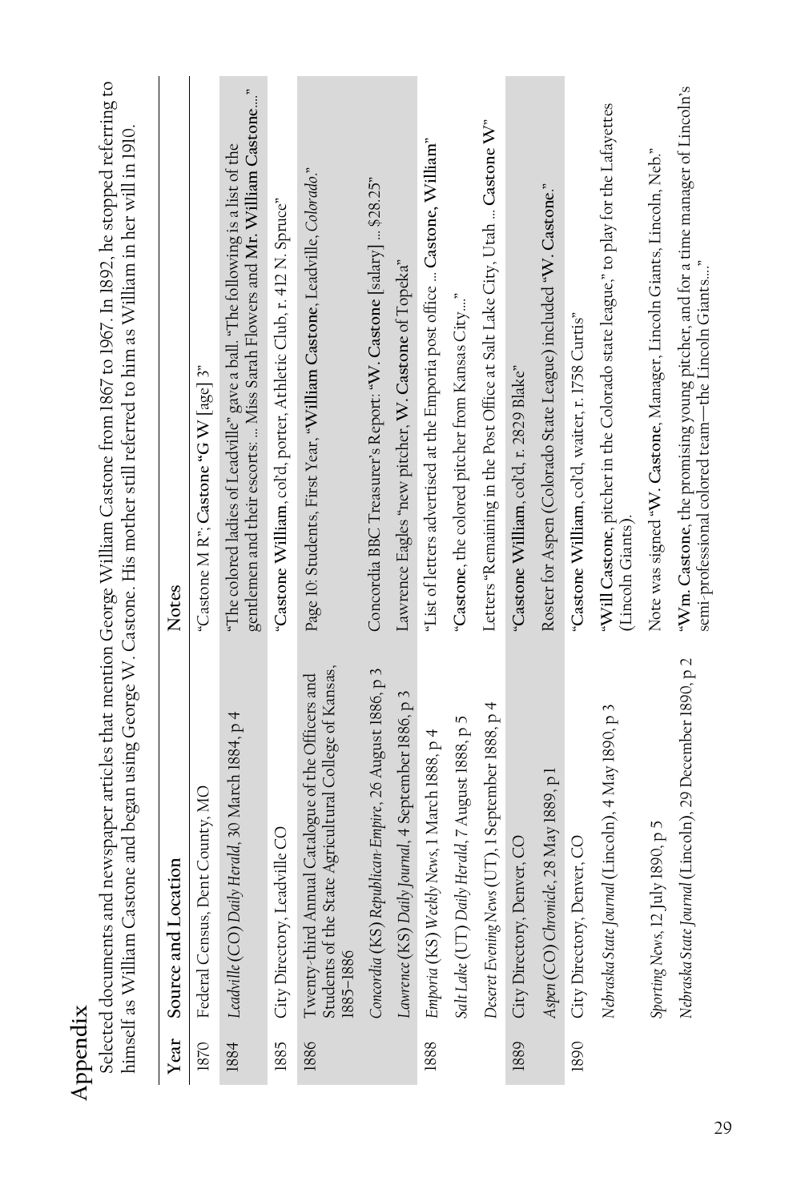## Appendix

Selected documents and newspaper articles that mention George William Castone from 1867 to 1967. In 1892, he stopped referring to himself as William Castone and began using George W. Castone. His mother still referred to him as William in her will in 1910.

| Year | Source and Location | Notes |
|---|---|---|
| 1870 | Federal Census, Dent County, MO | "Castone M R"; **Castone "G W** [age] 3" |
| 1884 | *Leadville* (CO) *Daily Herald*, 30 March 1884, p 4 | "The colored ladies of Leadville" gave a ball. "The following is a list of the gentlemen and their escorts: ... Miss Sarah Flowers and **Mr. William Castone**...." |
| 1885 | City Directory, Leadville CO | "**Castone William**, col'd, porter, Athletic Club, r. 412 N. Spruce" |
| 1886 | Twenty-third Annual Catalogue of the Officers and Students of the State Agricultural College of Kansas, 1885–1886 | Page 10: Students, First Year, "**William Castone**, Leadville, *Colorado*." |
| | *Concordia* (KS) *Republican-Empire*, 26 August 1886, p 3 | Concordia BBC Treasurer's Report: "**W. Castone** [salary] ... $28.25" |
| | *Lawrence* (KS) *Daily Journal*, 4 September 1886, p 3 | Lawrence Eagles "new pitcher, **W. Castone** of Topeka" |
| 1888 | *Emporia* (KS) *Weekly News*, 1 March 1888, p 4 | "List of letters advertised at the Emporia post office ... **Castone, William**" |
| | *Salt Lake* (UT) *Daily Herald*, 7 August 1888, p 5 | "**Castone**, the colored pitcher from Kansas City...." |
| | *Deseret Evening News* (UT), 1 September 1888, p 4 | Letters "Remaining in the Post Office at Salt Lake City, Utah ... **Castone W**" |
| 1889 | City Directory, Denver, CO | "**Castone William**, col'd, r. 2829 Blake" |
| | *Aspen* (CO) *Chronicle*, 28 May 1889, p1 | Roster for Aspen (Colorado State League) included "**W. Castone**." |
| 1890 | City Directory, Denver, CO | "**Castone William**, col'd, waiter, r. 1758 Curtis" |
| | *Nebraska State Journal* (Lincoln), 4 May 1890, p 3 | "**Will Castone**, pitcher in the Colorado state league," to play for the Lafayettes (Lincoln Giants). |
| | *Sporting News*, 12 July 1890, p 5 | Note was signed "**W. Castone**, Manager, Lincoln Giants, Lincoln, Neb." |
| | *Nebraska State Journal* (Lincoln), 29 December 1890, p 2 | "**Wm. Castone**, the promising young pitcher, and for a time manager of Lincoln's semi-professional colored team—the Lincoln Giants...." |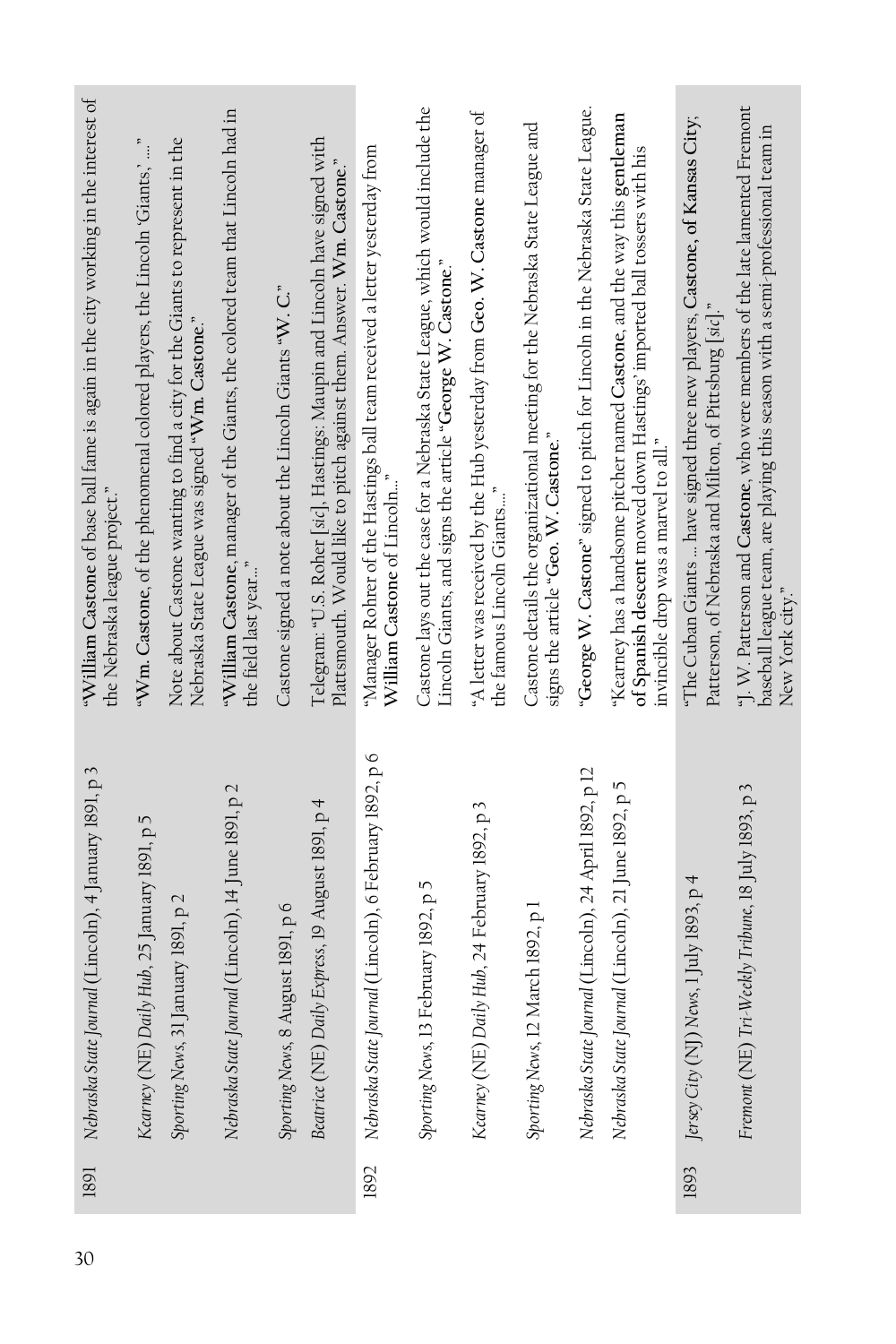| Year | Source | Content |
|---|---|---|
| 1891 | *Nebraska State Journal* (Lincoln), 4 January 1891, p 3 | "**William Castone** of base ball fame is again in the city working in the interest of the Nebraska league project." |
| | *Kearney* (NE) *Daily Hub*, 25 January 1891, p 5 | "**Wm. Castone**, of the phenomenal colored players, the Lincoln 'Giants,' ..." |
| | *Sporting News*, 31 January 1891, p 2 | Note about Castone wanting to find a city for the Giants to represent in the Nebraska State League was signed "**Wm. Castone**." |
| | *Nebraska State Journal* (Lincoln), 14 June 1891, p 2 | "**William Castone**, manager of the Giants, the colored team that Lincoln had in the field last year..." |
| | *Sporting News*, 8 August 1891, p 6 | Castone signed a note about the Lincoln Giants "**W. C.**" |
| | *Beatrice* (NE) *Daily Express*, 19 August 1891, p 4 | Telegram: "U.S. Roher [*sic*], Hastings: Maupin and Lincoln have signed with Plattsmouth. Would like to pitch against them. Answer. **Wm. Castone**." |
| 1892 | *Nebraska State Journal* (Lincoln), 6 February 1892, p 6 | "Manager Rohrer of the Hastings ball team received a letter yesterday from **William Castone** of Lincoln..." |
| | *Sporting News*, 13 February 1892, p 5 | Castone lays out the case for a Nebraska State League, which would include the Lincoln Giants, and signs the article "**George W. Castone**." |
| | *Kearney* (NE) *Daily Hub*, 24 February 1892, p 3 | "A letter was received by the Hub yesterday from **Geo. W. Castone** manager of the famous Lincoln Giants..." |
| | *Sporting News*, 12 March 1892, p 1 | Castone details the organizational meeting for the Nebraska State League and signs the article "**Geo. W. Castone**." |
| | *Nebraska State Journal* (Lincoln), 24 April 1892, p 12 | "**George W. Castone**" signed to pitch for Lincoln in the Nebraska State League. |
| | *Nebraska State Journal* (Lincoln), 21 June 1892, p 5 | "Kearney has a handsome pitcher named **Castone**, and the way this **gentleman of Spanish descent** mowed down Hastings' imported ball tossers with his invincible drop was a marvel to all." |
| 1893 | *Jersey City* (NJ) *News*, 1 July 1893, p 4 | "The Cuban Giants ... have signed three new players, **Castone, of Kansas City**, Patterson, of Nebraska and Milton, of Pittsburg [*sic*]." |
| | *Fremont* (NE) *Tri-Weekly Tribune*, 18 July 1893, p 3 | "J. W. Patterson and **Castone**, who were members of the late lamented Fremont baseball league team, are playing this season with a semi-professional team in New York city." |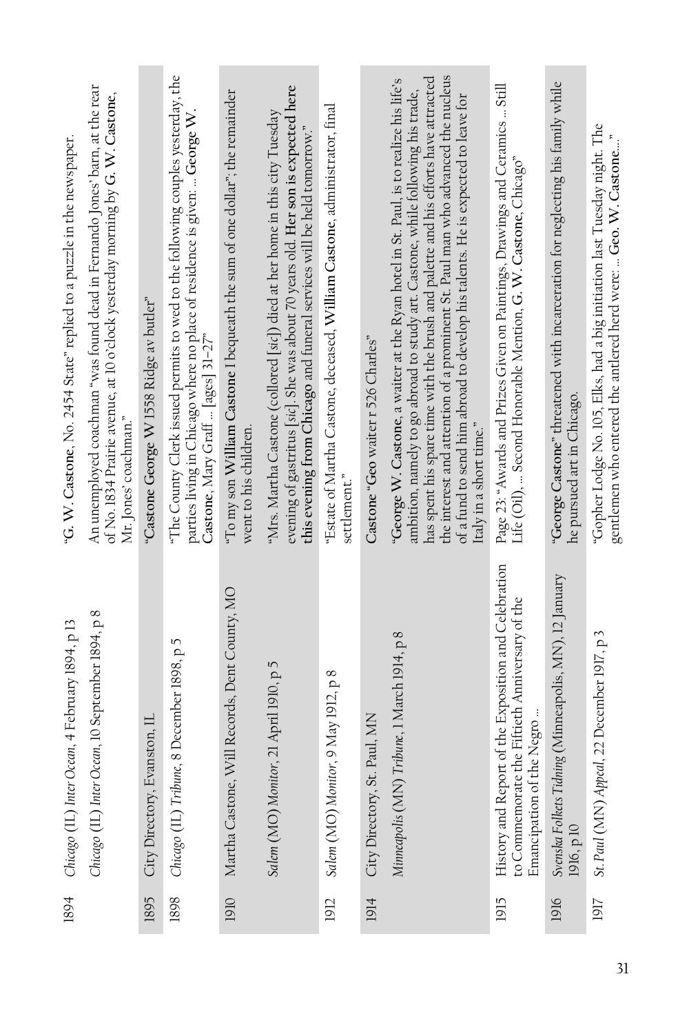| | | |
|---|---|---|
| 1894 | *Chicago* (IL) *Inter Ocean*, 4 February 1894, p 13 | "**G. W. Castone**, No. 2454 State" replied to a puzzle in the newspaper. |
| | *Chicago* (IL) *Inter Ocean*, 10 September 1894, p 8 | An unemployed coachman "was found dead in Fernando Jones' barn, at the rear of No. 1834 Prairie avenue, at 10 o'clock yesterday morning by **G. W. Castone**, Mr. Jones' coachman." |
| 1895 | City Directory, Evanston, IL | "**Castone George W** 1538 Ridge av butler" |
| 1898 | *Chicago* (IL) *Tribune*, 8 December 1898, p 5 | "The County Clerk issued permits to wed to the following couples yesterday, the parties living in Chicago where no place of residence is given: ... **George W. Castone**, Mary Graff ... [ages] 31–27" |
| 1910 | Martha Castone, Will Records, Dent County, MO | "To my son **William Castone** I bequeath the sum of one dollar"; the remainder went to his children. |
| | *Salem* (MO) *Monitor*, 21 April 1910, p 5 | "Mrs. Martha Castone (collored [*sic*]) died at her home in this city Tuesday evening of gastritus [*sic*]. She was about 70 years old. **Her son is expected here this evening from Chicago** and funeral services will be held tomorrow." |
| 1912 | *Salem* (MO) *Monitor*, 9 May 1912, p 8 | "Estate of Martha Castone, deceased, **William Castone**, administrator, final settlement." |
| 1914 | City Directory, St. Paul, MN | Castone "**Geo** waiter r 526 Charles" |
| | *Minneapolis* (MN) *Tribune*, 1 March 1914, p 8 | "**George W. Castone**, a waiter at the Ryan hotel in St. Paul, is to realize his life's ambition, namely to go abroad to study art. Castone, while following his trade, has spent his spare time with the brush and palette and his efforts have attracted the interest and attention of a prominent St. Paul man who advanced the nucleus of a fund to send him abroad to develop his talents. He is expected to leave for Italy in a short time." |
| 1915 | History and Report of the Exposition and Celebration to Commemorate the Fiftieth Anniversary of the Emancipation of the Negro ... | Page 23: "Awards and Prizes Given on Paintings, Drawings and Ceramics ... Still Life (Oil), ... Second Honorable Mention, **G. W. Castone**, Chicago" |
| 1916 | *Svenska Folkets Tidning* (Minneapolis, MN), 12 January 1916, p 10 | "**George Castone**" threatened with incarceration for neglecting his family while he pursued art in Chicago. |
| 1917 | *St. Paul* (MN) *Appeal*, 22 December 1917, p 3 | "Gopher Lodge No. 105, Elks, had a big initiation last Tuesday night. The gentlemen who entered the antlered herd were: ... **Geo. W. Castone**...." |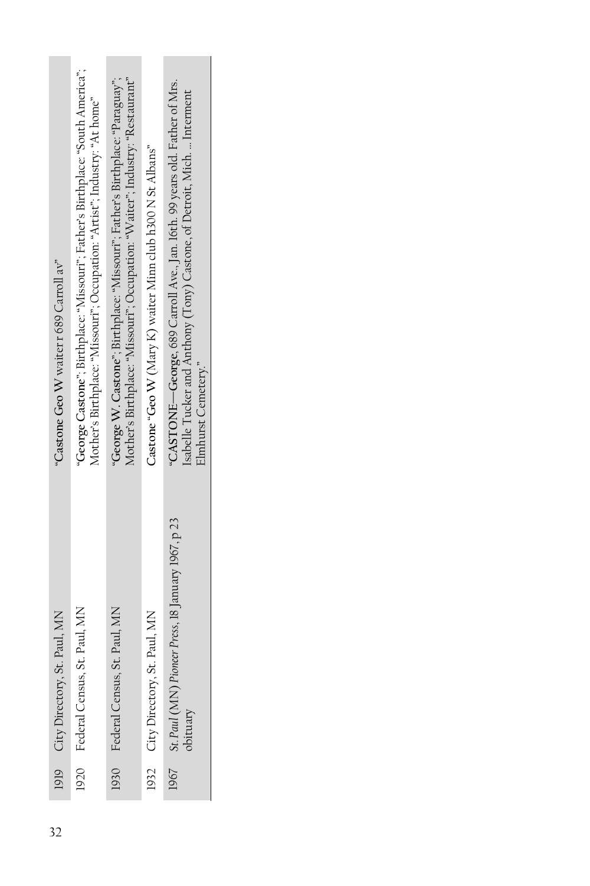| | | |
|---|---|---|
| 1919 | City Directory, St. Paul, MN | "**Castone Geo W** waiter r 689 Carroll av" |
| 1920 | Federal Census, St. Paul, MN | "**George Castone**"; Birthplace: "Missouri"; Father's Birthplace: "South America"; Mother's Birthplace: "Missouri"; Occupation: "Artist"; Industry: "At home" |
| 1930 | Federal Census, St. Paul, MN | "**George W. Castone**"; Birthplace: "Missouri"; Father's Birthplace: "Paraguay"; Mother's Birthplace: "Missouri"; Occupation: "Waiter"; Industry: "Restaurant" |
| 1932 | City Directory, St. Paul, MN | Castone "**Geo W** (Mary K) waiter Minn club h300 N St Albans" |
| 1967 | *St. Paul* (MN) *Pioneer Press*, 18 January 1967, p 23 obituary | "CASTONE—**George**, 689 Carroll Ave., Jan. 16th. 99 years old. Father of Mrs. Isabelle Tucker and Anthony (Tony) Castone, of Detroit, Mich. ... Interment Elmhurst Cemetery." |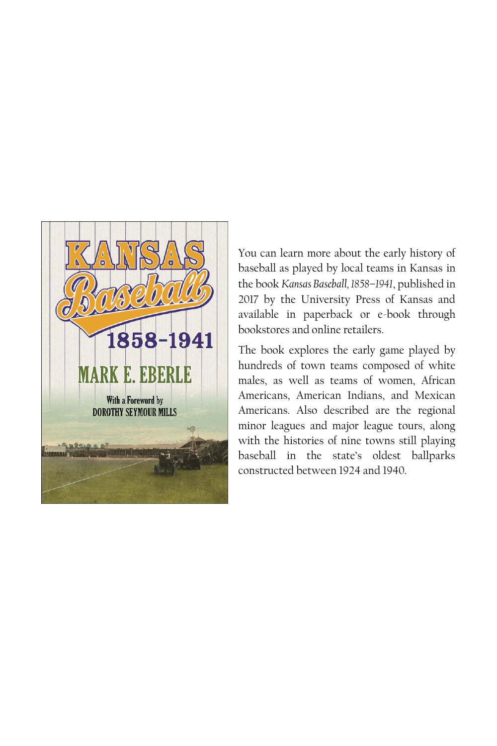You can learn more about the early history of baseball as played by local teams in Kansas in the book *Kansas Baseball, 1858–1941*, published in 2017 by the University Press of Kansas and available in paperback or e-book through bookstores and online retailers.

The book explores the early game played by hundreds of town teams composed of white males, as well as teams of women, African Americans, American Indians, and Mexican Americans. Also described are the regional minor leagues and major league tours, along with the histories of nine towns still playing baseball in the state's oldest ballparks constructed between 1924 and 1940.